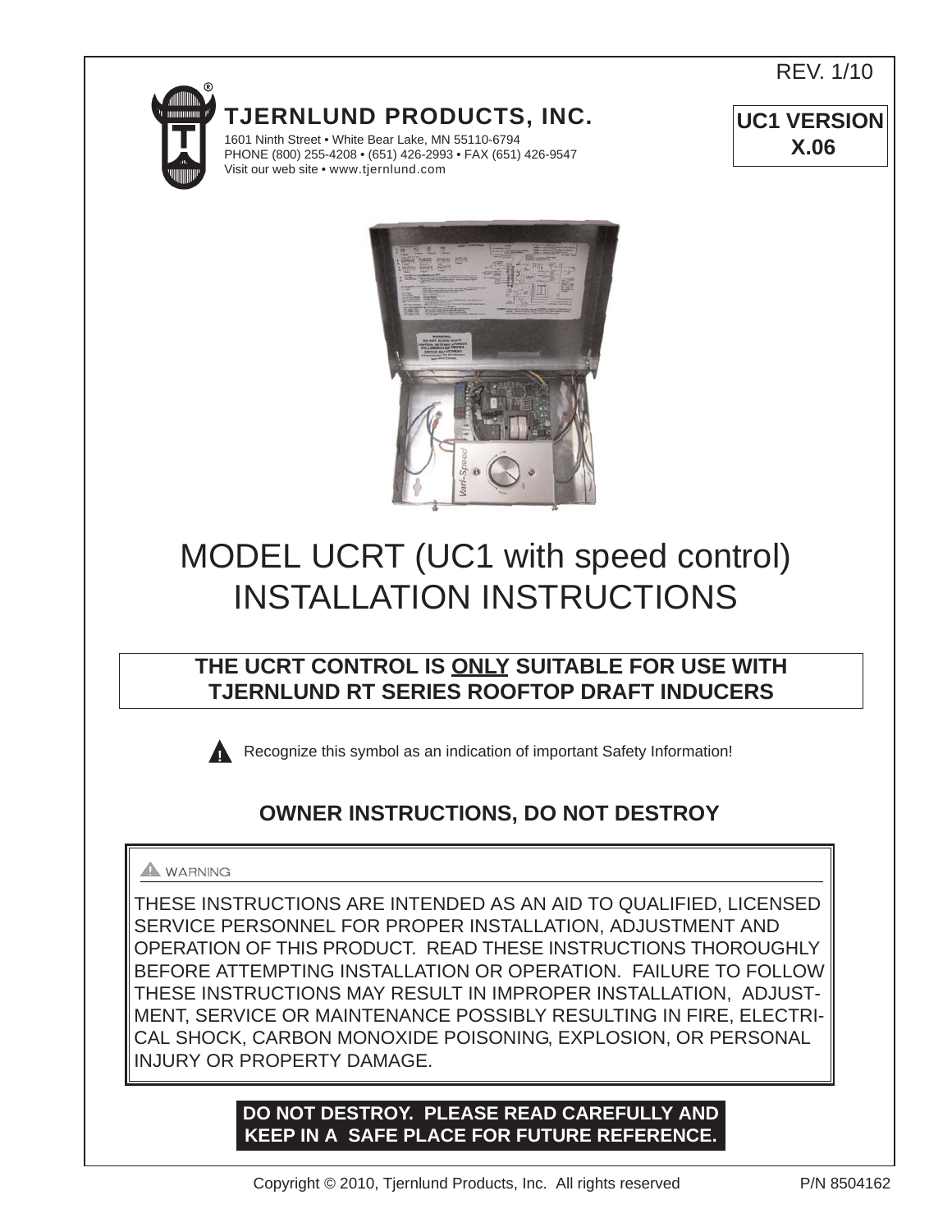REV. 1/10

# TJERNLUND PRODUCTS, INC.

1601 Ninth Street • White Bear Lake, MN 55110-6794
PHONE (800) 255-4208 • (651) 426-2993 • FAX (651) 426-9547
Visit our web site • www.tjernlund.com

**UC1 VERSION X.06**

# MODEL UCRT (UC1 with speed control) INSTALLATION INSTRUCTIONS

**THE UCRT CONTROL IS <u>ONLY</u> SUITABLE FOR USE WITH TJERNLUND RT SERIES ROOFTOP DRAFT INDUCERS**

Recognize this symbol as an indication of important Safety Information!

## OWNER INSTRUCTIONS, DO NOT DESTROY

**WARNING**

THESE INSTRUCTIONS ARE INTENDED AS AN AID TO QUALIFIED, LICENSED SERVICE PERSONNEL FOR PROPER INSTALLATION, ADJUSTMENT AND OPERATION OF THIS PRODUCT. READ THESE INSTRUCTIONS THOROUGHLY BEFORE ATTEMPTING INSTALLATION OR OPERATION. FAILURE TO FOLLOW THESE INSTRUCTIONS MAY RESULT IN IMPROPER INSTALLATION, ADJUSTMENT, SERVICE OR MAINTENANCE POSSIBLY RESULTING IN FIRE, ELECTRICAL SHOCK, CARBON MONOXIDE POISONING, EXPLOSION, OR PERSONAL INJURY OR PROPERTY DAMAGE.

**DO NOT DESTROY. PLEASE READ CAREFULLY AND KEEP IN A SAFE PLACE FOR FUTURE REFERENCE.**

Copyright © 2010, Tjernlund Products, Inc. All rights reserved P/N 8504162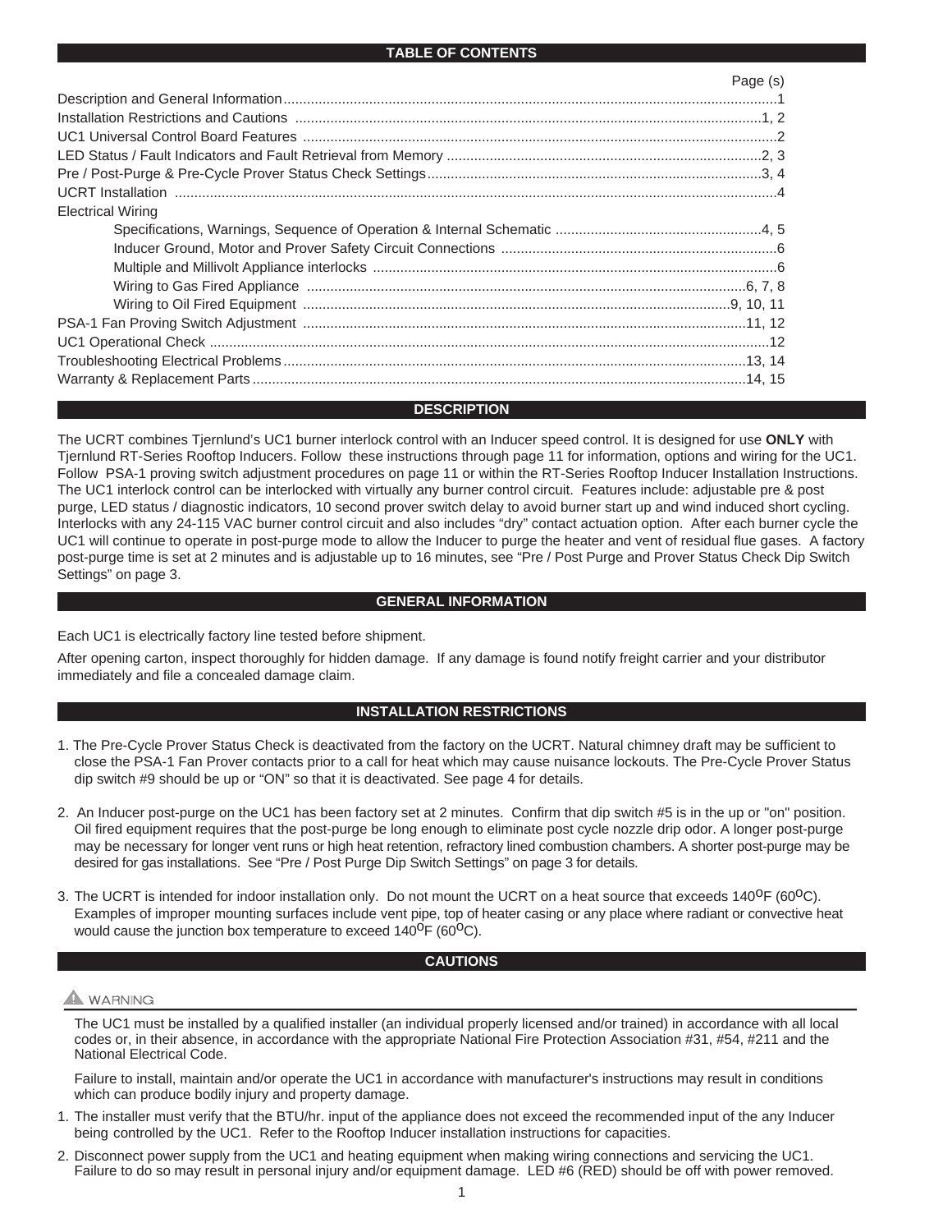## TABLE OF CONTENTS

| | Page (s) |
|---|---|
| Description and General Information | 1 |
| Installation Restrictions and Cautions | 1, 2 |
| UC1 Universal Control Board Features | 2 |
| LED Status / Fault Indicators and Fault Retrieval from Memory | 2, 3 |
| Pre / Post-Purge & Pre-Cycle Prover Status Check Settings | 3, 4 |
| UCRT Installation | 4 |
| Electrical Wiring | |
| Specifications, Warnings, Sequence of Operation & Internal Schematic | 4, 5 |
| Inducer Ground, Motor and Prover Safety Circuit Connections | 6 |
| Multiple and Millivolt Appliance interlocks | 6 |
| Wiring to Gas Fired Appliance | 6, 7, 8 |
| Wiring to Oil Fired Equipment | 9, 10, 11 |
| PSA-1 Fan Proving Switch Adjustment | 11, 12 |
| UC1 Operational Check | 12 |
| Troubleshooting Electrical Problems | 13, 14 |
| Warranty & Replacement Parts | 14, 15 |

## DESCRIPTION

The UCRT combines Tjernlund's UC1 burner interlock control with an Inducer speed control. It is designed for use **ONLY** with Tjernlund RT-Series Rooftop Inducers. Follow these instructions through page 11 for information, options and wiring for the UC1. Follow PSA-1 proving switch adjustment procedures on page 11 or within the RT-Series Rooftop Inducer Installation Instructions. The UC1 interlock control can be interlocked with virtually any burner control circuit. Features include: adjustable pre & post purge, LED status / diagnostic indicators, 10 second prover switch delay to avoid burner start up and wind induced short cycling. Interlocks with any 24-115 VAC burner control circuit and also includes "dry" contact actuation option. After each burner cycle the UC1 will continue to operate in post-purge mode to allow the Inducer to purge the heater and vent of residual flue gases. A factory post-purge time is set at 2 minutes and is adjustable up to 16 minutes, see "Pre / Post Purge and Prover Status Check Dip Switch Settings" on page 3.

## GENERAL INFORMATION

Each UC1 is electrically factory line tested before shipment.

After opening carton, inspect thoroughly for hidden damage. If any damage is found notify freight carrier and your distributor immediately and file a concealed damage claim.

## INSTALLATION RESTRICTIONS

1. The Pre-Cycle Prover Status Check is deactivated from the factory on the UCRT. Natural chimney draft may be sufficient to close the PSA-1 Fan Prover contacts prior to a call for heat which may cause nuisance lockouts. The Pre-Cycle Prover Status dip switch #9 should be up or "ON" so that it is deactivated. See page 4 for details.

2. An Inducer post-purge on the UC1 has been factory set at 2 minutes. Confirm that dip switch #5 is in the up or "on" position. Oil fired equipment requires that the post-purge be long enough to eliminate post cycle nozzle drip odor. A longer post-purge may be necessary for longer vent runs or high heat retention, refractory lined combustion chambers. A shorter post-purge may be desired for gas installations. See "Pre / Post Purge Dip Switch Settings" on page 3 for details.

3. The UCRT is intended for indoor installation only. Do not mount the UCRT on a heat source that exceeds 140°F (60°C). Examples of improper mounting surfaces include vent pipe, top of heater casing or any place where radiant or convective heat would cause the junction box temperature to exceed 140°F (60°C).

## CAUTIONS

⚠ WARNING

The UC1 must be installed by a qualified installer (an individual properly licensed and/or trained) in accordance with all local codes or, in their absence, in accordance with the appropriate National Fire Protection Association #31, #54, #211 and the National Electrical Code.

Failure to install, maintain and/or operate the UC1 in accordance with manufacturer's instructions may result in conditions which can produce bodily injury and property damage.

1. The installer must verify that the BTU/hr. input of the appliance does not exceed the recommended input of the any Inducer being controlled by the UC1. Refer to the Rooftop Inducer installation instructions for capacities.

2. Disconnect power supply from the UC1 and heating equipment when making wiring connections and servicing the UC1. Failure to do so may result in personal injury and/or equipment damage. LED #6 (RED) should be off with power removed.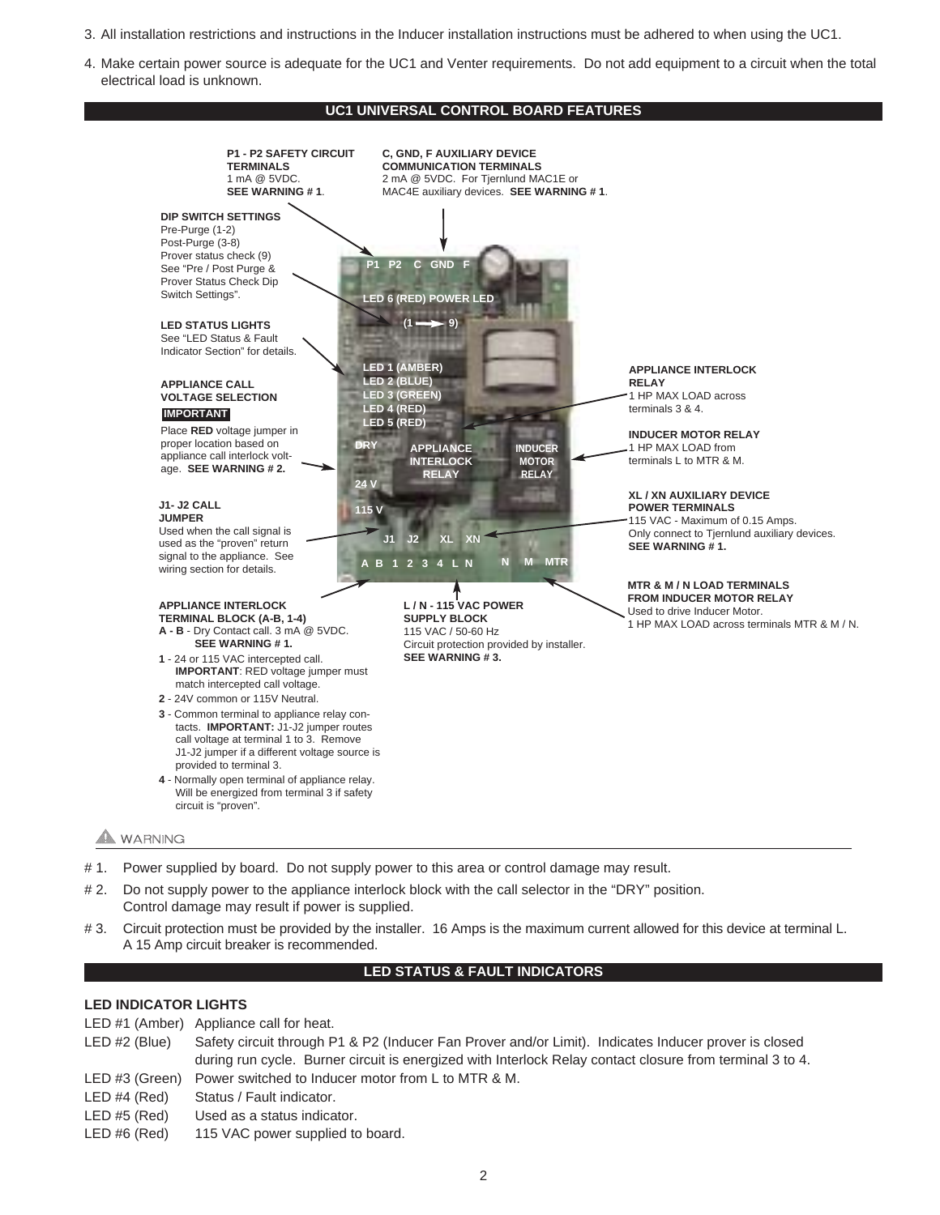3. All installation restrictions and instructions in the Inducer installation instructions must be adhered to when using the UC1.
4. Make certain power source is adequate for the UC1 and Venter requirements. Do not add equipment to a circuit when the total electrical load is unknown.

## UC1 UNIVERSAL CONTROL BOARD FEATURES

**P1 - P2 SAFETY CIRCUIT TERMINALS**
1 mA @ 5VDC.
**SEE WARNING # 1**.

**C, GND, F AUXILIARY DEVICE COMMUNICATION TERMINALS**
2 mA @ 5VDC. For Tjernlund MAC1E or MAC4E auxiliary devices. **SEE WARNING # 1**.

**DIP SWITCH SETTINGS**
Pre-Purge (1-2)
Post-Purge (3-8)
Prover status check (9)
See "Pre / Post Purge & Prover Status Check Dip Switch Settings".

**LED STATUS LIGHTS**
See "LED Status & Fault Indicator Section" for details.

**APPLIANCE CALL VOLTAGE SELECTION**
**IMPORTANT**
Place **RED** voltage jumper in proper location based on appliance call interlock voltage. **SEE WARNING # 2.**

**J1- J2 CALL JUMPER**
Used when the call signal is used as the "proven" return signal to the appliance. See wiring section for details.

**APPLIANCE INTERLOCK RELAY**
1 HP MAX LOAD across terminals 3 & 4.

**INDUCER MOTOR RELAY**
1 HP MAX LOAD from terminals L to MTR & M.

**XL / XN AUXILIARY DEVICE POWER TERMINALS**
115 VAC - Maximum of 0.15 Amps. Only connect to Tjernlund auxiliary devices.
**SEE WARNING # 1.**

**MTR & M / N LOAD TERMINALS FROM INDUCER MOTOR RELAY**
Used to drive Inducer Motor.
1 HP MAX LOAD across terminals MTR & M / N.

**L / N - 115 VAC POWER SUPPLY BLOCK**
115 VAC / 50-60 Hz
Circuit protection provided by installer.
**SEE WARNING # 3.**

**APPLIANCE INTERLOCK TERMINAL BLOCK (A-B, 1-4)**

- **A - B** - Dry Contact call. 3 mA @ 5VDC. **SEE WARNING # 1.**
- **1** - 24 or 115 VAC intercepted call. **IMPORTANT**: RED voltage jumper must match intercepted call voltage.
- **2** - 24V common or 115V Neutral.
- **3** - Common terminal to appliance relay contacts. **IMPORTANT:** J1-J2 jumper routes call voltage at terminal 1 to 3. Remove J1-J2 jumper if a different voltage source is provided to terminal 3.
- **4** - Normally open terminal of appliance relay. Will be energized from terminal 3 if safety circuit is "proven".

**⚠ WARNING**

- \# 1. Power supplied by board. Do not supply power to this area or control damage may result.
- \# 2. Do not supply power to the appliance interlock block with the call selector in the "DRY" position. Control damage may result if power is supplied.
- \# 3. Circuit protection must be provided by the installer. 16 Amps is the maximum current allowed for this device at terminal L. A 15 Amp circuit breaker is recommended.

## LED STATUS & FAULT INDICATORS

### LED INDICATOR LIGHTS

| | |
|---|---|
| LED #1 (Amber) | Appliance call for heat. |
| LED #2 (Blue) | Safety circuit through P1 & P2 (Inducer Fan Prover and/or Limit). Indicates Inducer prover is closed during run cycle. Burner circuit is energized with Interlock Relay contact closure from terminal 3 to 4. |
| LED #3 (Green) | Power switched to Inducer motor from L to MTR & M. |
| LED #4 (Red) | Status / Fault indicator. |
| LED #5 (Red) | Used as a status indicator. |
| LED #6 (Red) | 115 VAC power supplied to board. |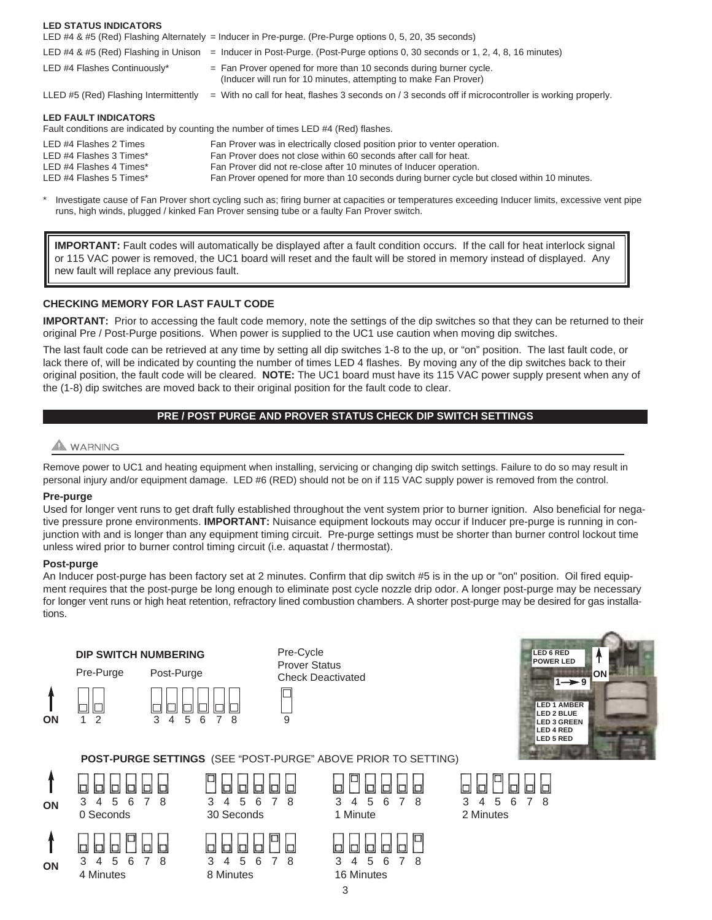#### LED STATUS INDICATORS

| | |
|---|---|
| LED #4 & #5 (Red) Flashing Alternately | = Inducer in Pre-purge. (Pre-Purge options 0, 5, 20, 35 seconds) |
| LED #4 & #5 (Red) Flashing in Unison | = Inducer in Post-Purge. (Post-Purge options 0, 30 seconds or 1, 2, 4, 8, 16 minutes) |
| LED #4 Flashes Continuously* | = Fan Prover opened for more than 10 seconds during burner cycle. (Inducer will run for 10 minutes, attempting to make Fan Prover) |
| LLED #5 (Red) Flashing Intermittently | = With no call for heat, flashes 3 seconds on / 3 seconds off if microcontroller is working properly. |

#### LED FAULT INDICATORS

Fault conditions are indicated by counting the number of times LED #4 (Red) flashes.

| | |
|---|---|
| LED #4 Flashes 2 Times | Fan Prover was in electrically closed position prior to venter operation. |
| LED #4 Flashes 3 Times* | Fan Prover does not close within 60 seconds after call for heat. |
| LED #4 Flashes 4 Times* | Fan Prover did not re-close after 10 minutes of Inducer operation. |
| LED #4 Flashes 5 Times* | Fan Prover opened for more than 10 seconds during burner cycle but closed within 10 minutes. |

\* Investigate cause of Fan Prover short cycling such as; firing burner at capacities or temperatures exceeding Inducer limits, excessive vent pipe runs, high winds, plugged / kinked Fan Prover sensing tube or a faulty Fan Prover switch.

**IMPORTANT:** Fault codes will automatically be displayed after a fault condition occurs. If the call for heat interlock signal or 115 VAC power is removed, the UC1 board will reset and the fault will be stored in memory instead of displayed. Any new fault will replace any previous fault.

#### CHECKING MEMORY FOR LAST FAULT CODE

**IMPORTANT:** Prior to accessing the fault code memory, note the settings of the dip switches so that they can be returned to their original Pre / Post-Purge positions. When power is supplied to the UC1 use caution when moving dip switches.

The last fault code can be retrieved at any time by setting all dip switches 1-8 to the up, or "on" position. The last fault code, or lack there of, will be indicated by counting the number of times LED 4 flashes. By moving any of the dip switches back to their original position, the fault code will be cleared. **NOTE:** The UC1 board must have its 115 VAC power supply present when any of the (1-8) dip switches are moved back to their original position for the fault code to clear.

## PRE / POST PURGE AND PROVER STATUS CHECK DIP SWITCH SETTINGS

⚠ WARNING

Remove power to UC1 and heating equipment when installing, servicing or changing dip switch settings. Failure to do so may result in personal injury and/or equipment damage. LED #6 (RED) should not be on if 115 VAC supply power is removed from the control.

#### Pre-purge

Used for longer vent runs to get draft fully established throughout the vent system prior to burner ignition. Also beneficial for negative pressure prone environments. **IMPORTANT:** Nuisance equipment lockouts may occur if Inducer pre-purge is running in conjunction with and is longer than any equipment timing circuit. Pre-purge settings must be shorter than burner control lockout time unless wired prior to burner control timing circuit (i.e. aquastat / thermostat).

#### Post-purge

An Inducer post-purge has been factory set at 2 minutes. Confirm that dip switch #5 is in the up or "on" position. Oil fired equipment requires that the post-purge be long enough to eliminate post cycle nozzle drip odor. A longer post-purge may be necessary for longer vent runs or high heat retention, refractory lined combustion chambers. A shorter post-purge may be desired for gas installations.

**DIP SWITCH NUMBERING**

Pre-Purge: 1 2 — Post-Purge: 3 4 5 6 7 8 — Pre-Cycle Prover Status Check Deactivated: 9 (ON)

LED 6 RED POWER LED; 1 → 9 ON; LED 1 AMBER; LED 2 BLUE; LED 3 GREEN; LED 4 RED; LED 5 RED

**POST-PURGE SETTINGS** (SEE "POST-PURGE" ABOVE PRIOR TO SETTING)

| Setting | Switch ON (of 3–8) |
|---|---|
| 0 Seconds | None |
| 30 Seconds | 3 |
| 1 Minute | 4 |
| 2 Minutes | 5 |
| 4 Minutes | 6 |
| 8 Minutes | 7 |
| 16 Minutes | 8 |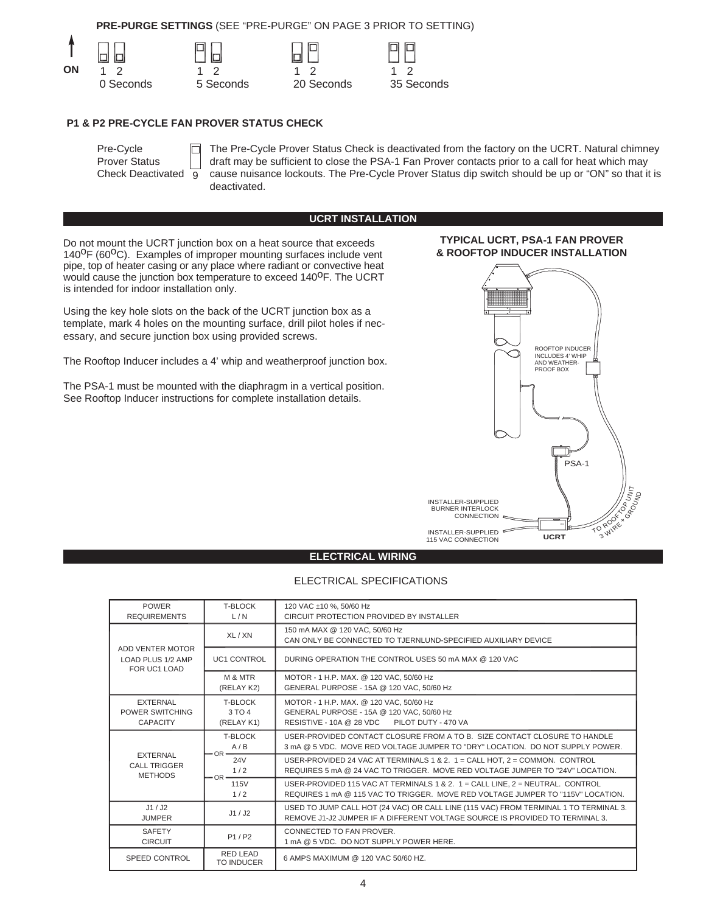**PRE-PURGE SETTINGS** (SEE "PRE-PURGE" ON PAGE 3 PRIOR TO SETTING)

| ON | 1 2 | 1 2 | 1 2 | 1 2 |
|---|---|---|---|---|
| | 0 Seconds | 5 Seconds | 20 Seconds | 35 Seconds |

**P1 & P2 PRE-CYCLE FAN PROVER STATUS CHECK**

Pre-Cycle Prover Status Check Deactivated 9

The Pre-Cycle Prover Status Check is deactivated from the factory on the UCRT. Natural chimney draft may be sufficient to close the PSA-1 Fan Prover contacts prior to a call for heat which may cause nuisance lockouts. The Pre-Cycle Prover Status dip switch should be up or "ON" so that it is deactivated.

## UCRT INSTALLATION

Do not mount the UCRT junction box on a heat source that exceeds 140°F (60°C). Examples of improper mounting surfaces include vent pipe, top of heater casing or any place where radiant or convective heat would cause the junction box temperature to exceed 140°F. The UCRT is intended for indoor installation only.

Using the key hole slots on the back of the UCRT junction box as a template, mark 4 holes on the mounting surface, drill pilot holes if necessary, and secure junction box using provided screws.

The Rooftop Inducer includes a 4' whip and weatherproof junction box.

The PSA-1 must be mounted with the diaphragm in a vertical position. See Rooftop Inducer instructions for complete installation details.

**TYPICAL UCRT, PSA-1 FAN PROVER & ROOFTOP INDUCER INSTALLATION**

ROOFTOP INDUCER INCLUDES 4' WHIP AND WEATHER-PROOF BOX

PSA-1

INSTALLER-SUPPLIED BURNER INTERLOCK CONNECTION

INSTALLER-SUPPLIED 115 VAC CONNECTION

UCRT

TO ROOFTOP UNIT 3 WIRE + GROUND

## ELECTRICAL WIRING

ELECTRICAL SPECIFICATIONS

| | | |
|---|---|---|
| POWER REQUIREMENTS | T-BLOCK L / N | 120 VAC ±10 %, 50/60 Hz<br>CIRCUIT PROTECTION PROVIDED BY INSTALLER |
| ADD VENTER MOTOR LOAD PLUS 1/2 AMP FOR UC1 LOAD | XL / XN | 150 mA MAX @ 120 VAC, 50/60 Hz<br>CAN ONLY BE CONNECTED TO TJERNLUND-SPECIFIED AUXILIARY DEVICE |
| | UC1 CONTROL | DURING OPERATION THE CONTROL USES 50 mA MAX @ 120 VAC |
| | M & MTR (RELAY K2) | MOTOR - 1 H.P. MAX. @ 120 VAC, 50/60 Hz<br>GENERAL PURPOSE - 15A @ 120 VAC, 50/60 Hz |
| EXTERNAL POWER SWITCHING CAPACITY | T-BLOCK 3 TO 4 (RELAY K1) | MOTOR - 1 H.P. MAX. @ 120 VAC, 50/60 Hz<br>GENERAL PURPOSE - 15A @ 120 VAC, 50/60 Hz<br>RESISTIVE - 10A @ 28 VDC PILOT DUTY - 470 VA |
| EXTERNAL CALL TRIGGER METHODS | T-BLOCK A / B | USER-PROVIDED CONTACT CLOSURE FROM A TO B. SIZE CONTACT CLOSURE TO HANDLE 3 mA @ 5 VDC. MOVE RED VOLTAGE JUMPER TO "DRY" LOCATION. DO NOT SUPPLY POWER. |
| | OR 24V 1 / 2 | USER-PROVIDED 24 VAC AT TERMINALS 1 & 2. 1 = CALL HOT, 2 = COMMON. CONTROL REQUIRES 5 mA @ 24 VAC TO TRIGGER. MOVE RED VOLTAGE JUMPER TO "24V" LOCATION. |
| | OR 115V 1 / 2 | USER-PROVIDED 115 VAC AT TERMINALS 1 & 2. 1 = CALL LINE, 2 = NEUTRAL. CONTROL REQUIRES 1 mA @ 115 VAC TO TRIGGER. MOVE RED VOLTAGE JUMPER TO "115V" LOCATION. |
| J1 / J2 JUMPER | J1 / J2 | USED TO JUMP CALL HOT (24 VAC) OR CALL LINE (115 VAC) FROM TERMINAL 1 TO TERMINAL 3. REMOVE J1-J2 JUMPER IF A DIFFERENT VOLTAGE SOURCE IS PROVIDED TO TERMINAL 3. |
| SAFETY CIRCUIT | P1 / P2 | CONNECTED TO FAN PROVER.<br>1 mA @ 5 VDC. DO NOT SUPPLY POWER HERE. |
| SPEED CONTROL | RED LEAD TO INDUCER | 6 AMPS MAXIMUM @ 120 VAC 50/60 HZ. |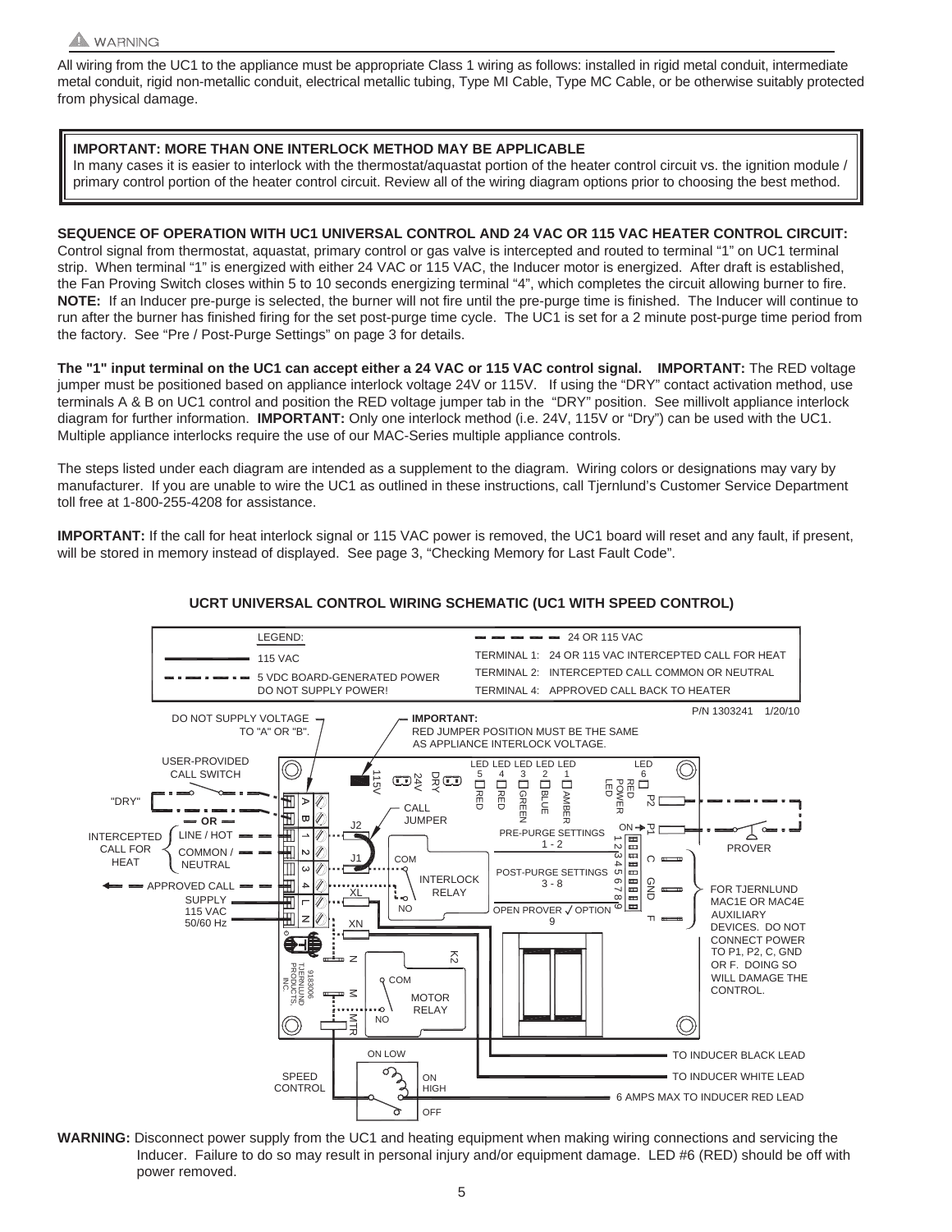**⚠ WARNING**

All wiring from the UC1 to the appliance must be appropriate Class 1 wiring as follows: installed in rigid metal conduit, intermediate metal conduit, rigid non-metallic conduit, electrical metallic tubing, Type MI Cable, Type MC Cable, or be otherwise suitably protected from physical damage.

> **IMPORTANT: MORE THAN ONE INTERLOCK METHOD MAY BE APPLICABLE**
> In many cases it is easier to interlock with the thermostat/aquastat portion of the heater control circuit vs. the ignition module / primary control portion of the heater control circuit. Review all of the wiring diagram options prior to choosing the best method.

**SEQUENCE OF OPERATION WITH UC1 UNIVERSAL CONTROL AND 24 VAC OR 115 VAC HEATER CONTROL CIRCUIT:** Control signal from thermostat, aquastat, primary control or gas valve is intercepted and routed to terminal "1" on UC1 terminal strip. When terminal "1" is energized with either 24 VAC or 115 VAC, the Inducer motor is energized. After draft is established, the Fan Proving Switch closes within 5 to 10 seconds energizing terminal "4", which completes the circuit allowing burner to fire. **NOTE:** If an Inducer pre-purge is selected, the burner will not fire until the pre-purge time is finished. The Inducer will continue to run after the burner has finished firing for the set post-purge time cycle. The UC1 is set for a 2 minute post-purge time period from the factory. See "Pre / Post-Purge Settings" on page 3 for details.

**The "1" input terminal on the UC1 can accept either a 24 VAC or 115 VAC control signal. IMPORTANT:** The RED voltage jumper must be positioned based on appliance interlock voltage 24V or 115V. If using the "DRY" contact activation method, use terminals A & B on UC1 control and position the RED voltage jumper tab in the "DRY" position. See millivolt appliance interlock diagram for further information. **IMPORTANT:** Only one interlock method (i.e. 24V, 115V or "Dry") can be used with the UC1. Multiple appliance interlocks require the use of our MAC-Series multiple appliance controls.

The steps listed under each diagram are intended as a supplement to the diagram. Wiring colors or designations may vary by manufacturer. If you are unable to wire the UC1 as outlined in these instructions, call Tjernlund's Customer Service Department toll free at 1-800-255-4208 for assistance.

**IMPORTANT:** If the call for heat interlock signal or 115 VAC power is removed, the UC1 board will reset and any fault, if present, will be stored in memory instead of displayed. See page 3, "Checking Memory for Last Fault Code".

## UCRT UNIVERSAL CONTROL WIRING SCHEMATIC (UC1 WITH SPEED CONTROL)

LEGEND:
- 115 VAC (solid line)
- 5 VDC BOARD-GENERATED POWER DO NOT SUPPLY POWER! (dash-dot line)
- 24 OR 115 VAC (dashed line)
- TERMINAL 1: 24 OR 115 VAC INTERCEPTED CALL FOR HEAT
- TERMINAL 2: INTERCEPTED CALL COMMON OR NEUTRAL
- TERMINAL 4: APPROVED CALL BACK TO HEATER

P/N 1303241 1/20/10

DO NOT SUPPLY VOLTAGE TO "A" OR "B".

**IMPORTANT:** RED JUMPER POSITION MUST BE THE SAME AS APPLIANCE INTERLOCK VOLTAGE.

USER-PROVIDED CALL SWITCH — "DRY" — OR — INTERCEPTED CALL FOR HEAT (LINE / HOT, COMMON / NEUTRAL) — APPROVED CALL — SUPPLY 115 VAC 50/60 Hz

115V, 24V, DRY, CALL JUMPER, J2, J1, COM, INTERLOCK RELAY, NO, XL, XN, A, B, 1, 2, 3, 4, L, N

LED 5 RED, LED 4 RED, LED 3 GREEN, LED 2 BLUE, LED 1 AMBER, LED 6 RED POWER LED, P2, P1, ON, PRE-PURGE SETTINGS 1 - 2, POST-PURGE SETTINGS 3 - 8, OPEN PROVER ✓ OPTION 9, C, GND, F, PROVER

FOR TJERNLUND MAC1E OR MAC4E AUXILIARY DEVICES. DO NOT CONNECT POWER TO P1, P2, C, GND OR F. DOING SO WILL DAMAGE THE CONTROL.

K2, N, M, MTR, COM, MOTOR RELAY, NO, 9183006 TJERNLUND PRODUCTS, INC.

SPEED CONTROL: ON LOW, ON HIGH, OFF

TO INDUCER BLACK LEAD
TO INDUCER WHITE LEAD
6 AMPS MAX TO INDUCER RED LEAD

**WARNING:** Disconnect power supply from the UC1 and heating equipment when making wiring connections and servicing the Inducer. Failure to do so may result in personal injury and/or equipment damage. LED #6 (RED) should be off with power removed.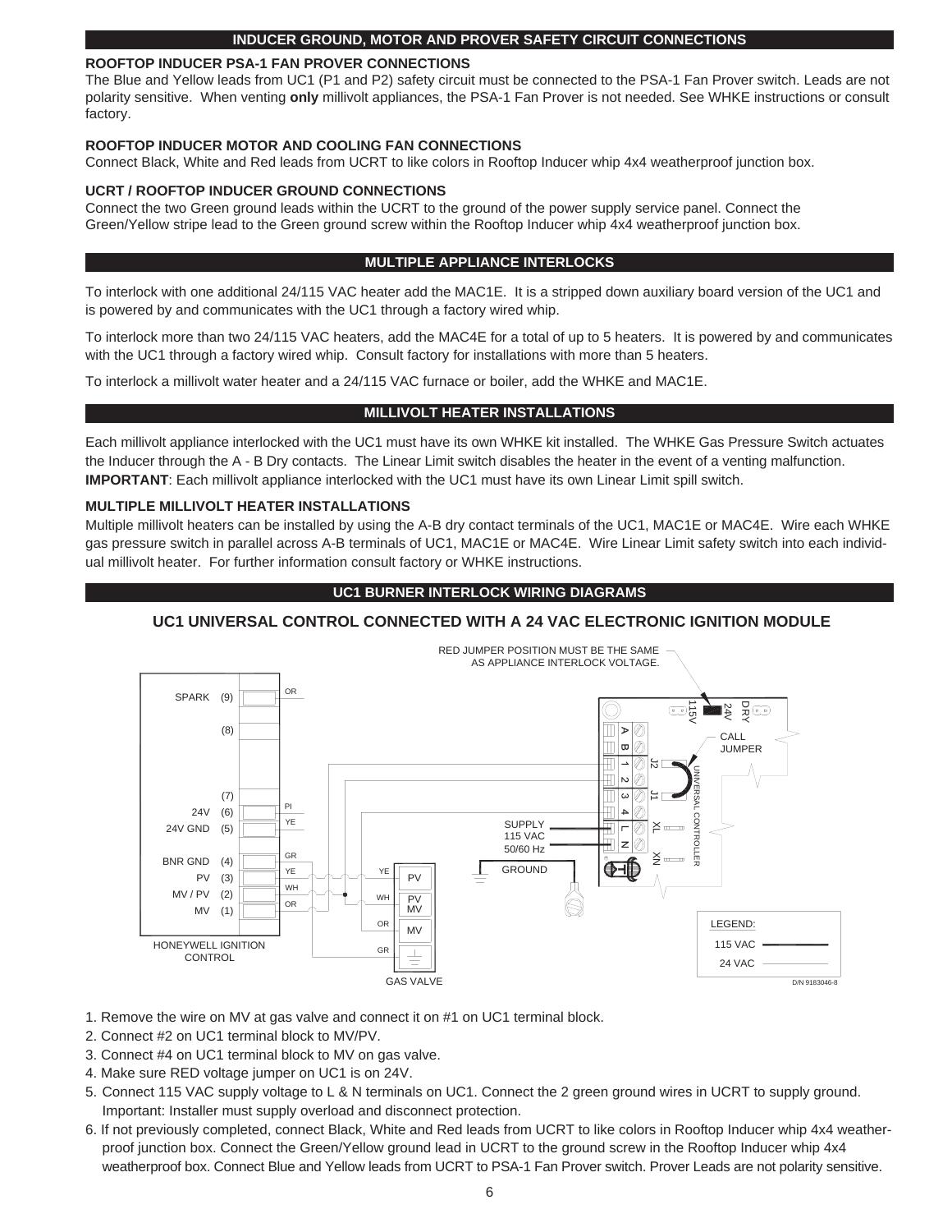## INDUCER GROUND, MOTOR AND PROVER SAFETY CIRCUIT CONNECTIONS

### ROOFTOP INDUCER PSA-1 FAN PROVER CONNECTIONS

The Blue and Yellow leads from UC1 (P1 and P2) safety circuit must be connected to the PSA-1 Fan Prover switch. Leads are not polarity sensitive. When venting **only** millivolt appliances, the PSA-1 Fan Prover is not needed. See WHKE instructions or consult factory.

### ROOFTOP INDUCER MOTOR AND COOLING FAN CONNECTIONS

Connect Black, White and Red leads from UCRT to like colors in Rooftop Inducer whip 4x4 weatherproof junction box.

### UCRT / ROOFTOP INDUCER GROUND CONNECTIONS

Connect the two Green ground leads within the UCRT to the ground of the power supply service panel. Connect the Green/Yellow stripe lead to the Green ground screw within the Rooftop Inducer whip 4x4 weatherproof junction box.

## MULTIPLE APPLIANCE INTERLOCKS

To interlock with one additional 24/115 VAC heater add the MAC1E. It is a stripped down auxiliary board version of the UC1 and is powered by and communicates with the UC1 through a factory wired whip.

To interlock more than two 24/115 VAC heaters, add the MAC4E for a total of up to 5 heaters. It is powered by and communicates with the UC1 through a factory wired whip. Consult factory for installations with more than 5 heaters.

To interlock a millivolt water heater and a 24/115 VAC furnace or boiler, add the WHKE and MAC1E.

## MILLIVOLT HEATER INSTALLATIONS

Each millivolt appliance interlocked with the UC1 must have its own WHKE kit installed. The WHKE Gas Pressure Switch actuates the Inducer through the A - B Dry contacts. The Linear Limit switch disables the heater in the event of a venting malfunction. **IMPORTANT**: Each millivolt appliance interlocked with the UC1 must have its own Linear Limit spill switch.

### MULTIPLE MILLIVOLT HEATER INSTALLATIONS

Multiple millivolt heaters can be installed by using the A-B dry contact terminals of the UC1, MAC1E or MAC4E. Wire each WHKE gas pressure switch in parallel across A-B terminals of UC1, MAC1E or MAC4E. Wire Linear Limit safety switch into each individual millivolt heater. For further information consult factory or WHKE instructions.

## UC1 BURNER INTERLOCK WIRING DIAGRAMS

### UC1 UNIVERSAL CONTROL CONNECTED WITH A 24 VAC ELECTRONIC IGNITION MODULE

RED JUMPER POSITION MUST BE THE SAME AS APPLIANCE INTERLOCK VOLTAGE.

HONEYWELL IGNITION CONTROL: SPARK (9), (8), (7), 24V (6), 24V GND (5), BNR GND (4), PV (3), MV / PV (2), MV (1)

GAS VALVE: PV, PV MV, MV

UNIVERSAL CONTROLLER: 115V, 24V, DRY, A, B, 1, 2, 3, 4, L, N, J1, J2, XL, XN, CALL JUMPER

SUPPLY 115 VAC 50/60 Hz; GROUND

LEGEND: 115 VAC; 24 VAC

D/N 9183046-8

1. Remove the wire on MV at gas valve and connect it on #1 on UC1 terminal block.
2. Connect #2 on UC1 terminal block to MV/PV.
3. Connect #4 on UC1 terminal block to MV on gas valve.
4. Make sure RED voltage jumper on UC1 is on 24V.
5. Connect 115 VAC supply voltage to L & N terminals on UC1. Connect the 2 green ground wires in UCRT to supply ground. Important: Installer must supply overload and disconnect protection.
6. If not previously completed, connect Black, White and Red leads from UCRT to like colors in Rooftop Inducer whip 4x4 weatherproof junction box. Connect the Green/Yellow ground lead in UCRT to the ground screw in the Rooftop Inducer whip 4x4 weatherproof box. Connect Blue and Yellow leads from UCRT to PSA-1 Fan Prover switch. Prover Leads are not polarity sensitive.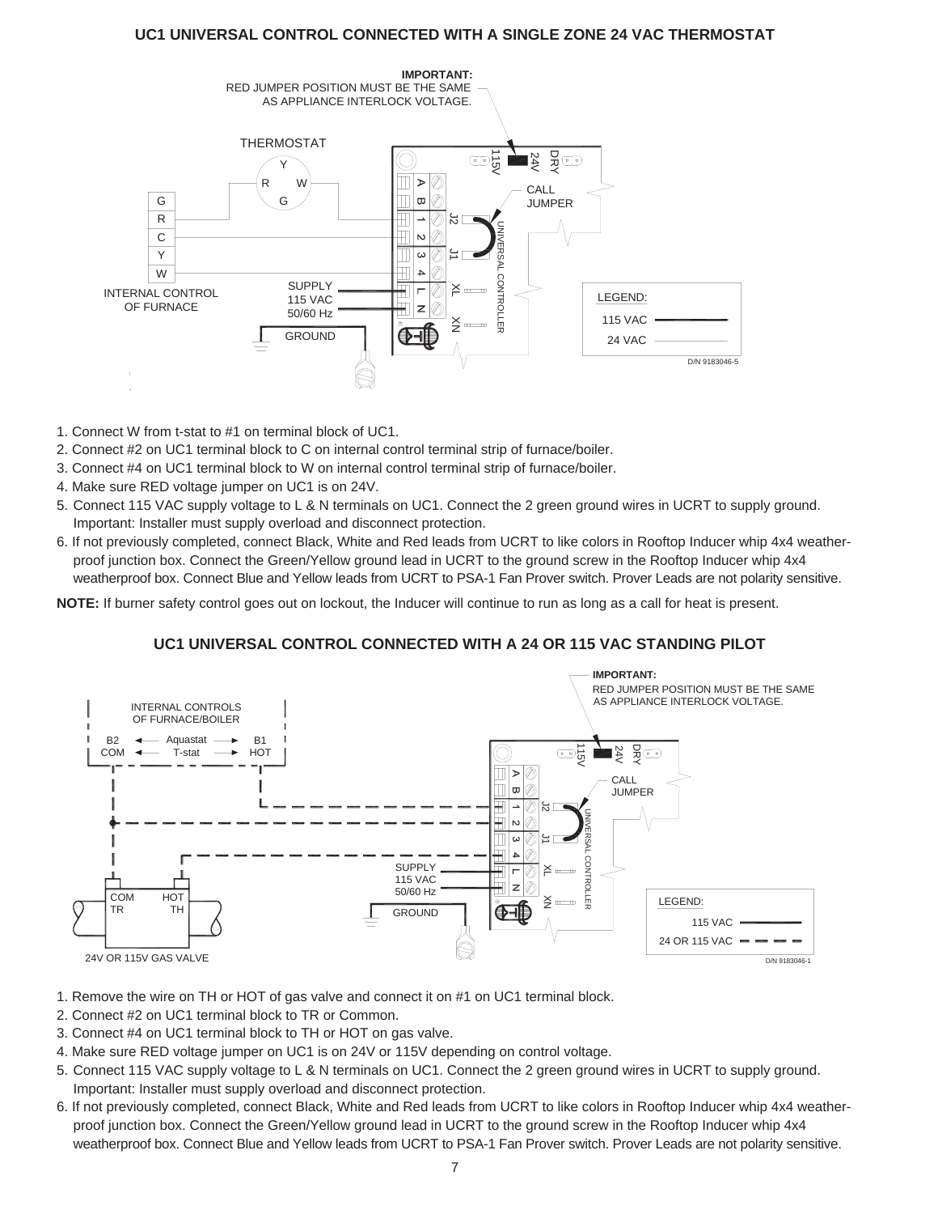## UC1 UNIVERSAL CONTROL CONNECTED WITH A SINGLE ZONE 24 VAC THERMOSTAT

1. Connect W from t-stat to #1 on terminal block of UC1.
2. Connect #2 on UC1 terminal block to C on internal control terminal strip of furnace/boiler.
3. Connect #4 on UC1 terminal block to W on internal control terminal strip of furnace/boiler.
4. Make sure RED voltage jumper on UC1 is on 24V.
5. Connect 115 VAC supply voltage to L & N terminals on UC1. Connect the 2 green ground wires in UCRT to supply ground. Important: Installer must supply overload and disconnect protection.
6. If not previously completed, connect Black, White and Red leads from UCRT to like colors in Rooftop Inducer whip 4x4 weatherproof junction box. Connect the Green/Yellow ground lead in UCRT to the ground screw in the Rooftop Inducer whip 4x4 weatherproof box. Connect Blue and Yellow leads from UCRT to PSA-1 Fan Prover switch. Prover Leads are not polarity sensitive.

**NOTE:** If burner safety control goes out on lockout, the Inducer will continue to run as long as a call for heat is present.

## UC1 UNIVERSAL CONTROL CONNECTED WITH A 24 OR 115 VAC STANDING PILOT

1. Remove the wire on TH or HOT of gas valve and connect it on #1 on UC1 terminal block.
2. Connect #2 on UC1 terminal block to TR or Common.
3. Connect #4 on UC1 terminal block to TH or HOT on gas valve.
4. Make sure RED voltage jumper on UC1 is on 24V or 115V depending on control voltage.
5. Connect 115 VAC supply voltage to L & N terminals on UC1. Connect the 2 green ground wires in UCRT to supply ground. Important: Installer must supply overload and disconnect protection.
6. If not previously completed, connect Black, White and Red leads from UCRT to like colors in Rooftop Inducer whip 4x4 weatherproof junction box. Connect the Green/Yellow ground lead in UCRT to the ground screw in the Rooftop Inducer whip 4x4 weatherproof box. Connect Blue and Yellow leads from UCRT to PSA-1 Fan Prover switch. Prover Leads are not polarity sensitive.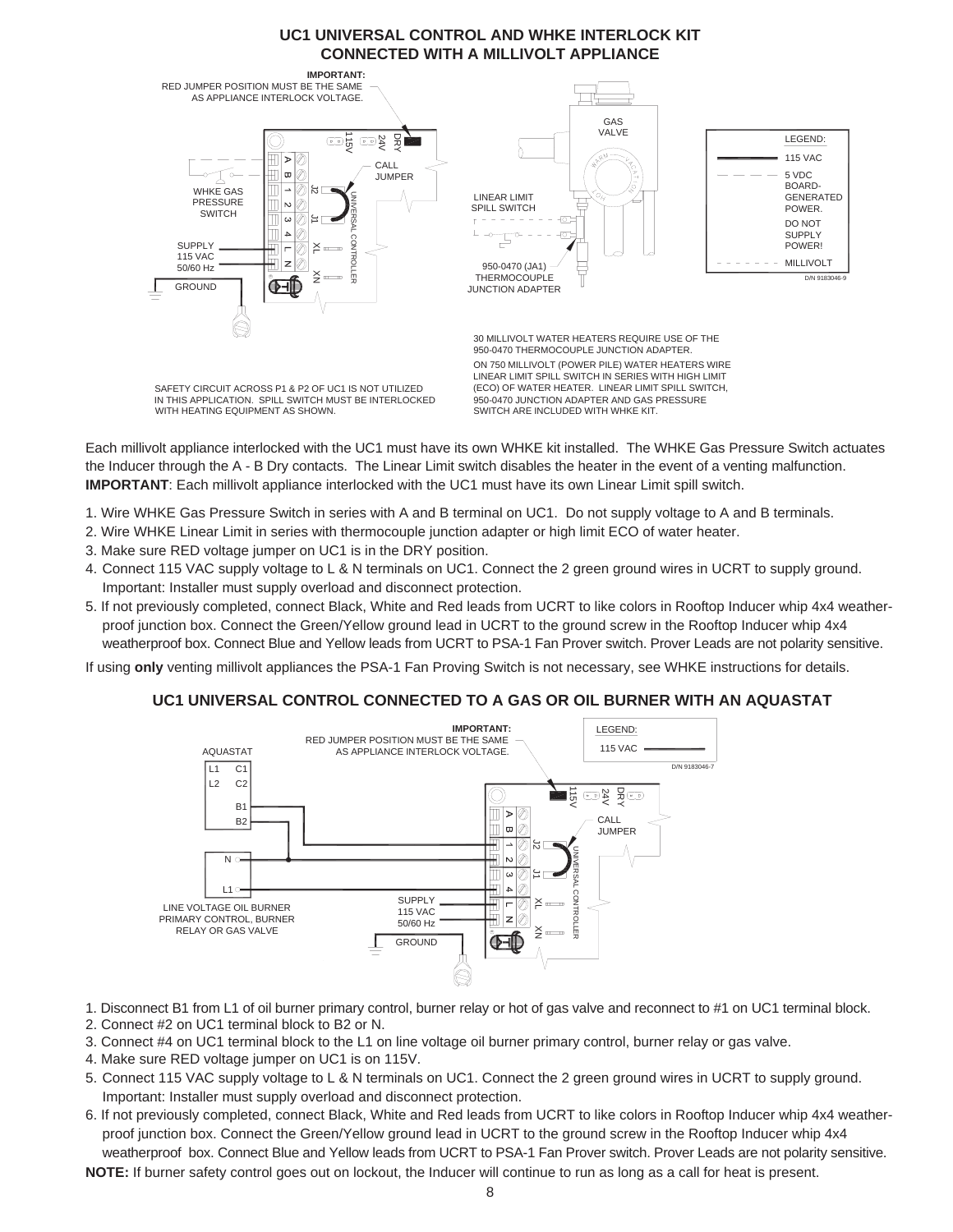## UC1 UNIVERSAL CONTROL AND WHKE INTERLOCK KIT CONNECTED WITH A MILLIVOLT APPLIANCE

**IMPORTANT:** RED JUMPER POSITION MUST BE THE SAME AS APPLIANCE INTERLOCK VOLTAGE.

LEGEND:
- 115 VAC
- 5 VDC BOARD-GENERATED POWER. DO NOT SUPPLY POWER!
- MILLIVOLT

D/N 9183046-9

30 MILLIVOLT WATER HEATERS REQUIRE USE OF THE 950-0470 THERMOCOUPLE JUNCTION ADAPTER.

ON 750 MILLIVOLT (POWER PILE) WATER HEATERS WIRE LINEAR LIMIT SPILL SWITCH IN SERIES WITH HIGH LIMIT (ECO) OF WATER HEATER. LINEAR LIMIT SPILL SWITCH, 950-0470 JUNCTION ADAPTER AND GAS PRESSURE SWITCH ARE INCLUDED WITH WHKE KIT.

SAFETY CIRCUIT ACROSS P1 & P2 OF UC1 IS NOT UTILIZED IN THIS APPLICATION. SPILL SWITCH MUST BE INTERLOCKED WITH HEATING EQUIPMENT AS SHOWN.

Each millivolt appliance interlocked with the UC1 must have its own WHKE kit installed. The WHKE Gas Pressure Switch actuates the Inducer through the A - B Dry contacts. The Linear Limit switch disables the heater in the event of a venting malfunction. **IMPORTANT**: Each millivolt appliance interlocked with the UC1 must have its own Linear Limit spill switch.

1. Wire WHKE Gas Pressure Switch in series with A and B terminal on UC1. Do not supply voltage to A and B terminals.
2. Wire WHKE Linear Limit in series with thermocouple junction adapter or high limit ECO of water heater.
3. Make sure RED voltage jumper on UC1 is in the DRY position.
4. Connect 115 VAC supply voltage to L & N terminals on UC1. Connect the 2 green ground wires in UCRT to supply ground. Important: Installer must supply overload and disconnect protection.
5. If not previously completed, connect Black, White and Red leads from UCRT to like colors in Rooftop Inducer whip 4x4 weatherproof junction box. Connect the Green/Yellow ground lead in UCRT to the ground screw in the Rooftop Inducer whip 4x4 weatherproof box. Connect Blue and Yellow leads from UCRT to PSA-1 Fan Prover switch. Prover Leads are not polarity sensitive.

If using **only** venting millivolt appliances the PSA-1 Fan Proving Switch is not necessary, see WHKE instructions for details.

## UC1 UNIVERSAL CONTROL CONNECTED TO A GAS OR OIL BURNER WITH AN AQUASTAT

**IMPORTANT:** RED JUMPER POSITION MUST BE THE SAME AS APPLIANCE INTERLOCK VOLTAGE.

LEGEND: 115 VAC

D/N 9183046-7

1. Disconnect B1 from L1 of oil burner primary control, burner relay or hot of gas valve and reconnect to #1 on UC1 terminal block.
2. Connect #2 on UC1 terminal block to B2 or N.
3. Connect #4 on UC1 terminal block to the L1 on line voltage oil burner primary control, burner relay or gas valve.
4. Make sure RED voltage jumper on UC1 is on 115V.
5. Connect 115 VAC supply voltage to L & N terminals on UC1. Connect the 2 green ground wires in UCRT to supply ground. Important: Installer must supply overload and disconnect protection.
6. If not previously completed, connect Black, White and Red leads from UCRT to like colors in Rooftop Inducer whip 4x4 weatherproof junction box. Connect the Green/Yellow ground lead in UCRT to the ground screw in the Rooftop Inducer whip 4x4 weatherproof box. Connect Blue and Yellow leads from UCRT to PSA-1 Fan Prover switch. Prover Leads are not polarity sensitive.

**NOTE:** If burner safety control goes out on lockout, the Inducer will continue to run as long as a call for heat is present.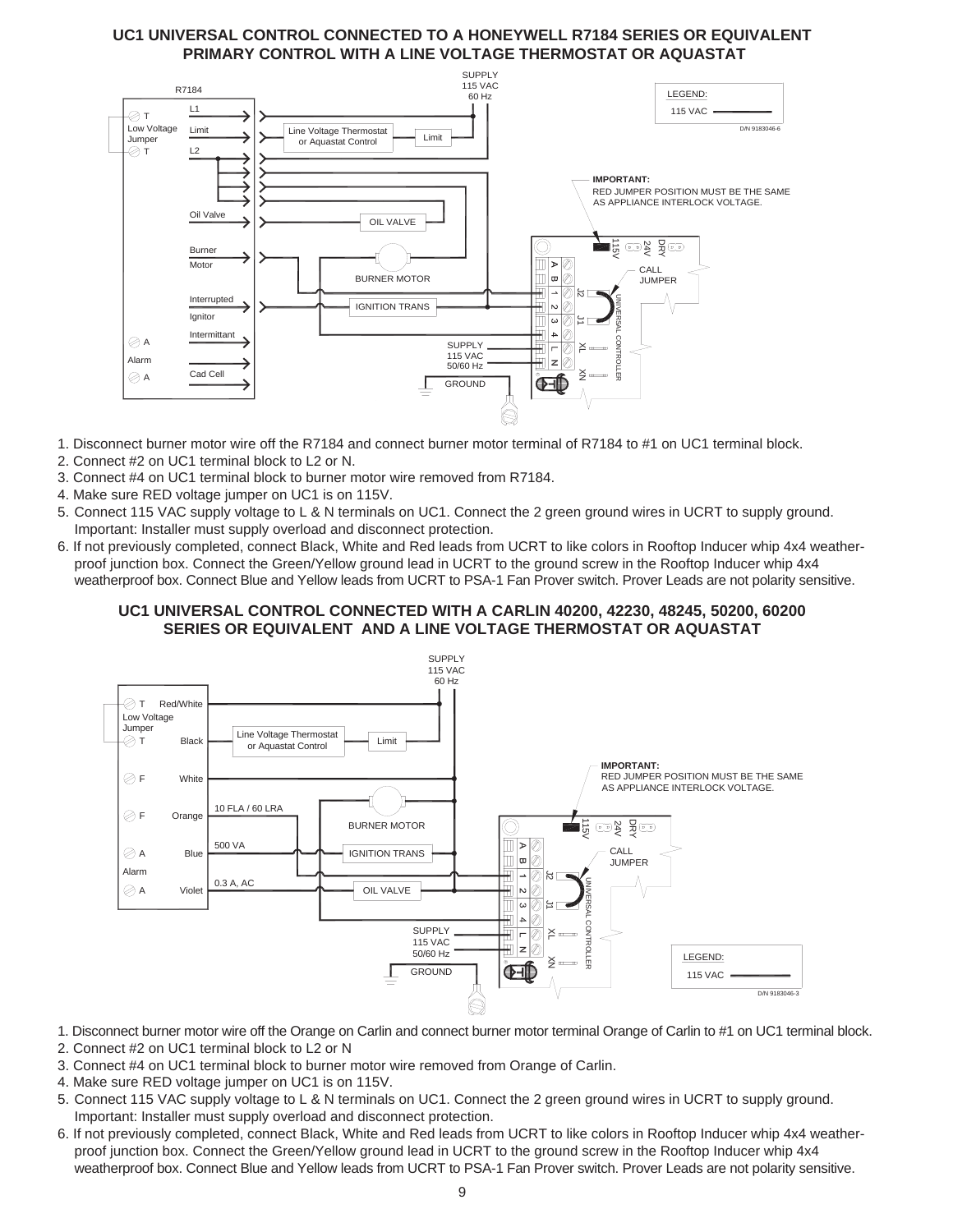## UC1 UNIVERSAL CONTROL CONNECTED TO A HONEYWELL R7184 SERIES OR EQUIVALENT PRIMARY CONTROL WITH A LINE VOLTAGE THERMOSTAT OR AQUASTAT

1. Disconnect burner motor wire off the R7184 and connect burner motor terminal of R7184 to #1 on UC1 terminal block.
2. Connect #2 on UC1 terminal block to L2 or N.
3. Connect #4 on UC1 terminal block to burner motor wire removed from R7184.
4. Make sure RED voltage jumper on UC1 is on 115V.
5. Connect 115 VAC supply voltage to L & N terminals on UC1. Connect the 2 green ground wires in UCRT to supply ground. Important: Installer must supply overload and disconnect protection.
6. If not previously completed, connect Black, White and Red leads from UCRT to like colors in Rooftop Inducer whip 4x4 weatherproof junction box. Connect the Green/Yellow ground lead in UCRT to the ground screw in the Rooftop Inducer whip 4x4 weatherproof box. Connect Blue and Yellow leads from UCRT to PSA-1 Fan Prover switch. Prover Leads are not polarity sensitive.

## UC1 UNIVERSAL CONTROL CONNECTED WITH A CARLIN 40200, 42230, 48245, 50200, 60200 SERIES OR EQUIVALENT AND A LINE VOLTAGE THERMOSTAT OR AQUASTAT

1. Disconnect burner motor wire off the Orange on Carlin and connect burner motor terminal Orange of Carlin to #1 on UC1 terminal block.
2. Connect #2 on UC1 terminal block to L2 or N
3. Connect #4 on UC1 terminal block to burner motor wire removed from Orange of Carlin.
4. Make sure RED voltage jumper on UC1 is on 115V.
5. Connect 115 VAC supply voltage to L & N terminals on UC1. Connect the 2 green ground wires in UCRT to supply ground. Important: Installer must supply overload and disconnect protection.
6. If not previously completed, connect Black, White and Red leads from UCRT to like colors in Rooftop Inducer whip 4x4 weatherproof junction box. Connect the Green/Yellow ground lead in UCRT to the ground screw in the Rooftop Inducer whip 4x4 weatherproof box. Connect Blue and Yellow leads from UCRT to PSA-1 Fan Prover switch. Prover Leads are not polarity sensitive.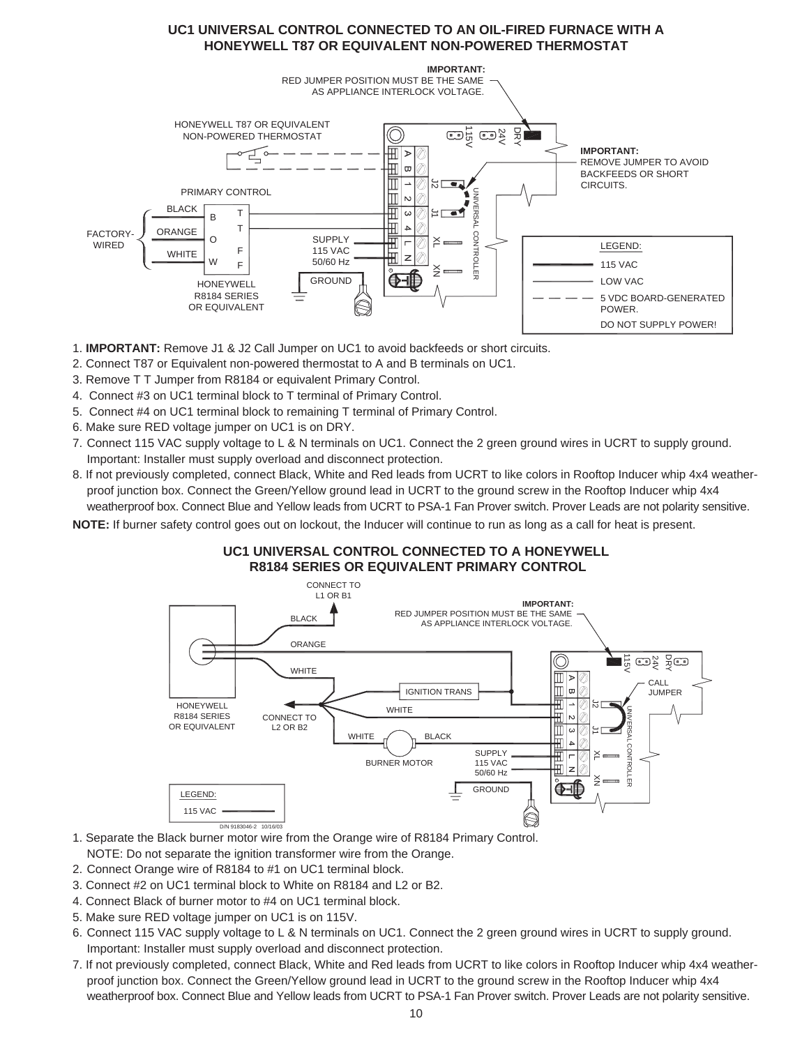## UC1 UNIVERSAL CONTROL CONNECTED TO AN OIL-FIRED FURNACE WITH A HONEYWELL T87 OR EQUIVALENT NON-POWERED THERMOSTAT

**IMPORTANT:** RED JUMPER POSITION MUST BE THE SAME AS APPLIANCE INTERLOCK VOLTAGE.

HONEYWELL T87 OR EQUIVALENT NON-POWERED THERMOSTAT

**IMPORTANT:** REMOVE JUMPER TO AVOID BACKFEEDS OR SHORT CIRCUITS.

PRIMARY CONTROL

FACTORY-WIRED: BLACK (B), ORANGE (O), WHITE (W)

HONEYWELL R8184 SERIES OR EQUIVALENT

SUPPLY 115 VAC 50/60 Hz

GROUND

UNIVERSAL CONTROLLER

LEGEND:
- 115 VAC
- LOW VAC
- 5 VDC BOARD-GENERATED POWER. DO NOT SUPPLY POWER!

1. **IMPORTANT:** Remove J1 & J2 Call Jumper on UC1 to avoid backfeeds or short circuits.
2. Connect T87 or Equivalent non-powered thermostat to A and B terminals on UC1.
3. Remove T T Jumper from R8184 or equivalent Primary Control.
4. Connect #3 on UC1 terminal block to T terminal of Primary Control.
5. Connect #4 on UC1 terminal block to remaining T terminal of Primary Control.
6. Make sure RED voltage jumper on UC1 is on DRY.
7. Connect 115 VAC supply voltage to L & N terminals on UC1. Connect the 2 green ground wires in UCRT to supply ground. Important: Installer must supply overload and disconnect protection.
8. If not previously completed, connect Black, White and Red leads from UCRT to like colors in Rooftop Inducer whip 4x4 weather-proof junction box. Connect the Green/Yellow ground lead in UCRT to the ground screw in the Rooftop Inducer whip 4x4 weatherproof box. Connect Blue and Yellow leads from UCRT to PSA-1 Fan Prover switch. Prover Leads are not polarity sensitive.

**NOTE:** If burner safety control goes out on lockout, the Inducer will continue to run as long as a call for heat is present.

## UC1 UNIVERSAL CONTROL CONNECTED TO A HONEYWELL R8184 SERIES OR EQUIVALENT PRIMARY CONTROL

CONNECT TO L1 OR B1

**IMPORTANT:** RED JUMPER POSITION MUST BE THE SAME AS APPLIANCE INTERLOCK VOLTAGE.

BLACK, ORANGE, WHITE

IGNITION TRANS

CALL JUMPER

HONEYWELL R8184 SERIES OR EQUIVALENT

CONNECT TO L2 OR B2

BURNER MOTOR

SUPPLY 115 VAC 50/60 Hz

GROUND

LEGEND: 115 VAC

D/N 9183046-2 10/16/03

1. Separate the Black burner motor wire from the Orange wire of R8184 Primary Control.
   NOTE: Do not separate the ignition transformer wire from the Orange.
2. Connect Orange wire of R8184 to #1 on UC1 terminal block.
3. Connect #2 on UC1 terminal block to White on R8184 and L2 or B2.
4. Connect Black of burner motor to #4 on UC1 terminal block.
5. Make sure RED voltage jumper on UC1 is on 115V.
6. Connect 115 VAC supply voltage to L & N terminals on UC1. Connect the 2 green ground wires in UCRT to supply ground. Important: Installer must supply overload and disconnect protection.
7. If not previously completed, connect Black, White and Red leads from UCRT to like colors in Rooftop Inducer whip 4x4 weather-proof junction box. Connect the Green/Yellow ground lead in UCRT to the ground screw in the Rooftop Inducer whip 4x4 weatherproof box. Connect Blue and Yellow leads from UCRT to PSA-1 Fan Prover switch. Prover Leads are not polarity sensitive.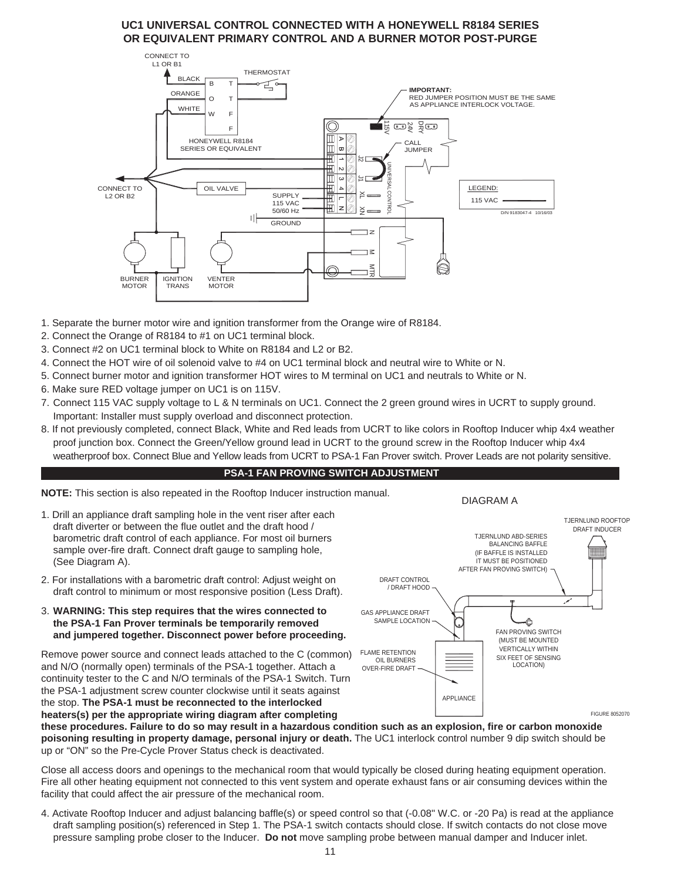## UC1 UNIVERSAL CONTROL CONNECTED WITH A HONEYWELL R8184 SERIES OR EQUIVALENT PRIMARY CONTROL AND A BURNER MOTOR POST-PURGE

1. Separate the burner motor wire and ignition transformer from the Orange wire of R8184.
2. Connect the Orange of R8184 to #1 on UC1 terminal block.
3. Connect #2 on UC1 terminal block to White on R8184 and L2 or B2.
4. Connect the HOT wire of oil solenoid valve to #4 on UC1 terminal block and neutral wire to White or N.
5. Connect burner motor and ignition transformer HOT wires to M terminal on UC1 and neutrals to White or N.
6. Make sure RED voltage jumper on UC1 is on 115V.
7. Connect 115 VAC supply voltage to L & N terminals on UC1. Connect the 2 green ground wires in UCRT to supply ground. Important: Installer must supply overload and disconnect protection.
8. If not previously completed, connect Black, White and Red leads from UCRT to like colors in Rooftop Inducer whip 4x4 weather proof junction box. Connect the Green/Yellow ground lead in UCRT to the ground screw in the Rooftop Inducer whip 4x4 weatherproof box. Connect Blue and Yellow leads from UCRT to PSA-1 Fan Prover switch. Prover Leads are not polarity sensitive.

## PSA-1 FAN PROVING SWITCH ADJUSTMENT

**NOTE:** This section is also repeated in the Rooftop Inducer instruction manual.

1. Drill an appliance draft sampling hole in the vent riser after each draft diverter or between the flue outlet and the draft hood / barometric draft control of each appliance. For most oil burners sample over-fire draft. Connect draft gauge to sampling hole, (See Diagram A).
2. For installations with a barometric draft control: Adjust weight on draft control to minimum or most responsive position (Less Draft).
3. **WARNING: This step requires that the wires connected to the PSA-1 Fan Prover terminals be temporarily removed and jumpered together. Disconnect power before proceeding.**

Remove power source and connect leads attached to the C (common) and N/O (normally open) terminals of the PSA-1 together. Attach a continuity tester to the C and N/O terminals of the PSA-1 Switch. Turn the PSA-1 adjustment screw counter clockwise until it seats against the stop. **The PSA-1 must be reconnected to the interlocked heaters(s) per the appropriate wiring diagram after completing these procedures. Failure to do so may result in a hazardous condition such as an explosion, fire or carbon monoxide poisoning resulting in property damage, personal injury or death.** The UC1 interlock control number 9 dip switch should be up or "ON" so the Pre-Cycle Prover Status check is deactivated.

Close all access doors and openings to the mechanical room that would typically be closed during heating equipment operation. Fire all other heating equipment not connected to this vent system and operate exhaust fans or air consuming devices within the facility that could affect the air pressure of the mechanical room.

4. Activate Rooftop Inducer and adjust balancing baffle(s) or speed control so that (-0.08" W.C. or -20 Pa) is read at the appliance draft sampling position(s) referenced in Step 1. The PSA-1 switch contacts should close. If switch contacts do not close move pressure sampling probe closer to the Inducer. **Do not** move sampling probe between manual damper and Inducer inlet.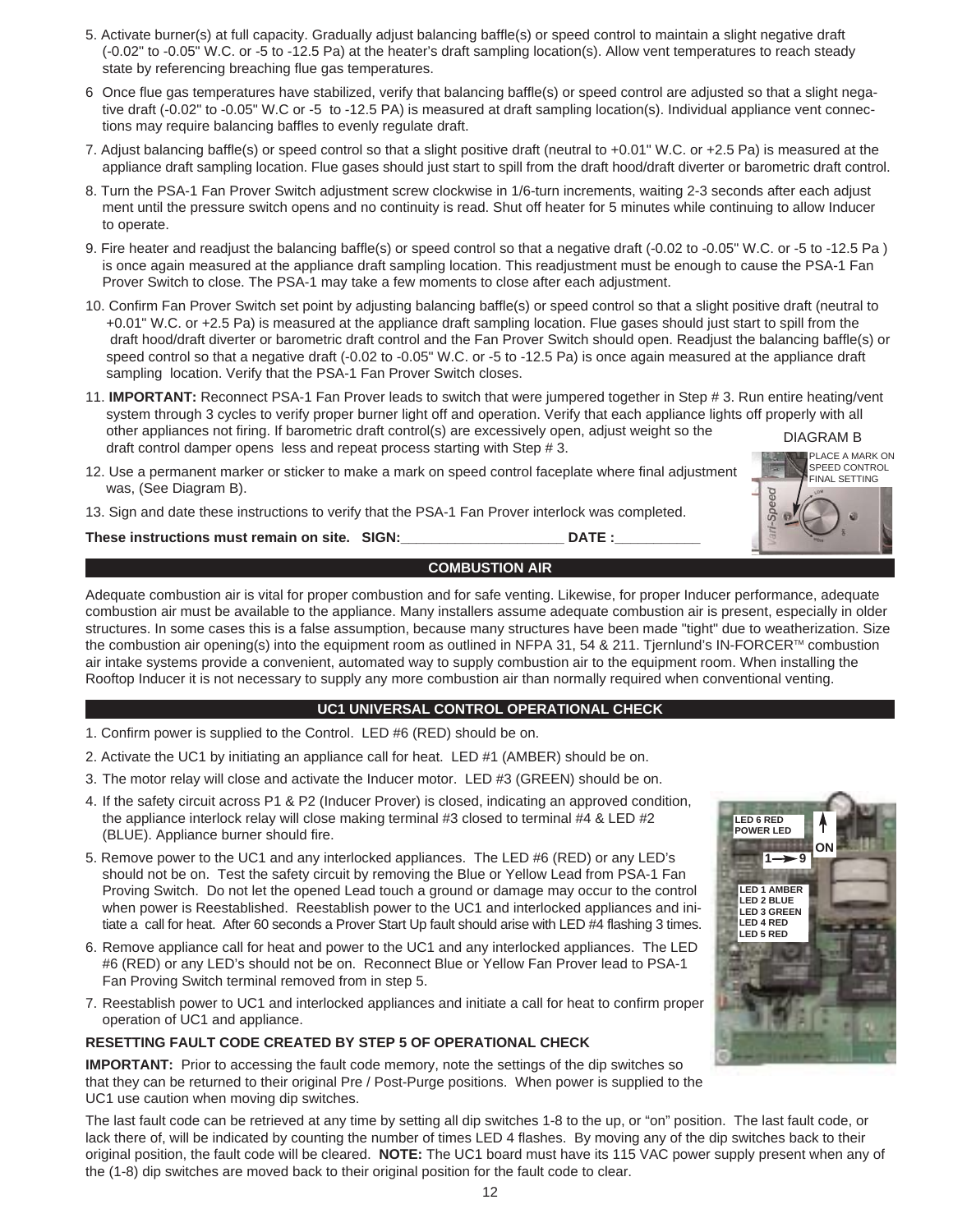5. Activate burner(s) at full capacity. Gradually adjust balancing baffle(s) or speed control to maintain a slight negative draft (-0.02" to -0.05" W.C. or -5 to -12.5 Pa) at the heater's draft sampling location(s). Allow vent temperatures to reach steady state by referencing breaching flue gas temperatures.

6. Once flue gas temperatures have stabilized, verify that balancing baffle(s) or speed control are adjusted so that a slight negative draft (-0.02" to -0.05" W.C or -5 to -12.5 PA) is measured at draft sampling location(s). Individual appliance vent connections may require balancing baffles to evenly regulate draft.

7. Adjust balancing baffle(s) or speed control so that a slight positive draft (neutral to +0.01" W.C. or +2.5 Pa) is measured at the appliance draft sampling location. Flue gases should just start to spill from the draft hood/draft diverter or barometric draft control.

8. Turn the PSA-1 Fan Prover Switch adjustment screw clockwise in 1/6-turn increments, waiting 2-3 seconds after each adjustment until the pressure switch opens and no continuity is read. Shut off heater for 5 minutes while continuing to allow Inducer to operate.

9. Fire heater and readjust the balancing baffle(s) or speed control so that a negative draft (-0.02 to -0.05" W.C. or -5 to -12.5 Pa ) is once again measured at the appliance draft sampling location. This readjustment must be enough to cause the PSA-1 Fan Prover Switch to close. The PSA-1 may take a few moments to close after each adjustment.

10. Confirm Fan Prover Switch set point by adjusting balancing baffle(s) or speed control so that a slight positive draft (neutral to +0.01" W.C. or +2.5 Pa) is measured at the appliance draft sampling location. Flue gases should just start to spill from the draft hood/draft diverter or barometric draft control and the Fan Prover Switch should open. Readjust the balancing baffle(s) or speed control so that a negative draft (-0.02 to -0.05" W.C. or -5 to -12.5 Pa) is once again measured at the appliance draft sampling location. Verify that the PSA-1 Fan Prover Switch closes.

11. **IMPORTANT:** Reconnect PSA-1 Fan Prover leads to switch that were jumpered together in Step # 3. Run entire heating/vent system through 3 cycles to verify proper burner light off and operation. Verify that each appliance lights off properly with all other appliances not firing. If barometric draft control(s) are excessively open, adjust weight so the draft control damper opens less and repeat process starting with Step # 3.

12. Use a permanent marker or sticker to make a mark on speed control faceplate where final adjustment was, (See Diagram B).

13. Sign and date these instructions to verify that the PSA-1 Fan Prover interlock was completed.

DIAGRAM B

PLACE A MARK ON SPEED CONTROL FINAL SETTING

**These instructions must remain on site. SIGN:_____________________ DATE :___________**

## COMBUSTION AIR

Adequate combustion air is vital for proper combustion and for safe venting. Likewise, for proper Inducer performance, adequate combustion air must be available to the appliance. Many installers assume adequate combustion air is present, especially in older structures. In some cases this is a false assumption, because many structures have been made "tight" due to weatherization. Size the combustion air opening(s) into the equipment room as outlined in NFPA 31, 54 & 211. Tjernlund's IN-FORCER™ combustion air intake systems provide a convenient, automated way to supply combustion air to the equipment room. When installing the Rooftop Inducer it is not necessary to supply any more combustion air than normally required when conventional venting.

## UC1 UNIVERSAL CONTROL OPERATIONAL CHECK

1. Confirm power is supplied to the Control. LED #6 (RED) should be on.
2. Activate the UC1 by initiating an appliance call for heat. LED #1 (AMBER) should be on.
3. The motor relay will close and activate the Inducer motor. LED #3 (GREEN) should be on.
4. If the safety circuit across P1 & P2 (Inducer Prover) is closed, indicating an approved condition, the appliance interlock relay will close making terminal #3 closed to terminal #4 & LED #2 (BLUE). Appliance burner should fire.
5. Remove power to the UC1 and any interlocked appliances. The LED #6 (RED) or any LED's should not be on. Test the safety circuit by removing the Blue or Yellow Lead from PSA-1 Fan Proving Switch. Do not let the opened Lead touch a ground or damage may occur to the control when power is Reestablished. Reestablish power to the UC1 and interlocked appliances and initiate a call for heat. After 60 seconds a Prover Start Up fault should arise with LED #4 flashing 3 times.
6. Remove appliance call for heat and power to the UC1 and any interlocked appliances. The LED #6 (RED) or any LED's should not be on. Reconnect Blue or Yellow Fan Prover lead to PSA-1 Fan Proving Switch terminal removed from in step 5.
7. Reestablish power to UC1 and interlocked appliances and initiate a call for heat to confirm proper operation of UC1 and appliance.

LED 6 RED POWER LED

ON

1 → 9

LED 1 AMBER
LED 2 BLUE
LED 3 GREEN
LED 4 RED
LED 5 RED

**RESETTING FAULT CODE CREATED BY STEP 5 OF OPERATIONAL CHECK**

**IMPORTANT:** Prior to accessing the fault code memory, note the settings of the dip switches so that they can be returned to their original Pre / Post-Purge positions. When power is supplied to the UC1 use caution when moving dip switches.

The last fault code can be retrieved at any time by setting all dip switches 1-8 to the up, or "on" position. The last fault code, or lack there of, will be indicated by counting the number of times LED 4 flashes. By moving any of the dip switches back to their original position, the fault code will be cleared. **NOTE:** The UC1 board must have its 115 VAC power supply present when any of the (1-8) dip switches are moved back to their original position for the fault code to clear.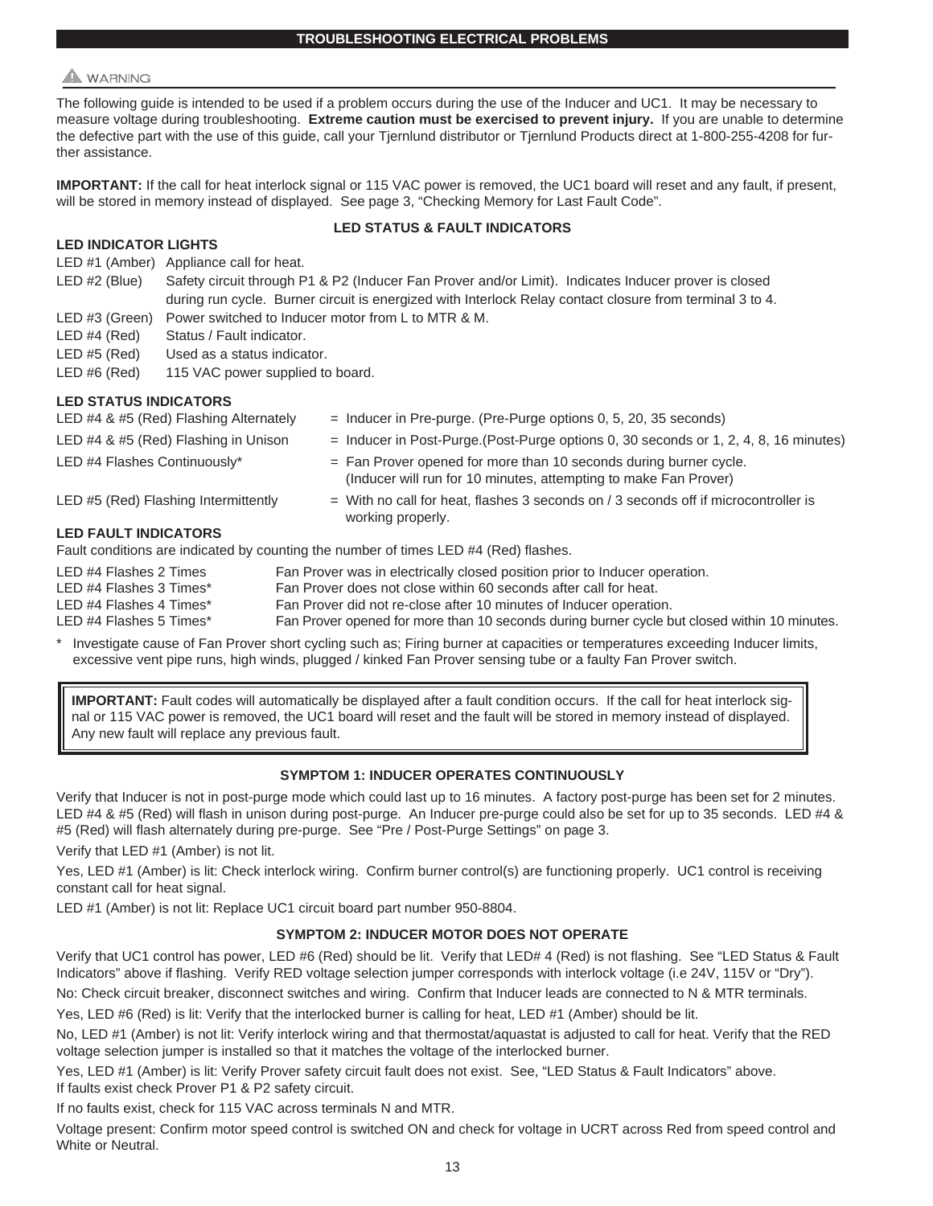## TROUBLESHOOTING ELECTRICAL PROBLEMS

⚠ WARNING

The following guide is intended to be used if a problem occurs during the use of the Inducer and UC1. It may be necessary to measure voltage during troubleshooting. **Extreme caution must be exercised to prevent injury.** If you are unable to determine the defective part with the use of this guide, call your Tjernlund distributor or Tjernlund Products direct at 1-800-255-4208 for further assistance.

**IMPORTANT:** If the call for heat interlock signal or 115 VAC power is removed, the UC1 board will reset and any fault, if present, will be stored in memory instead of displayed. See page 3, "Checking Memory for Last Fault Code".

### LED STATUS & FAULT INDICATORS

**LED INDICATOR LIGHTS**

| | |
|---|---|
| LED #1 (Amber) | Appliance call for heat. |
| LED #2 (Blue) | Safety circuit through P1 & P2 (Inducer Fan Prover and/or Limit). Indicates Inducer prover is closed during run cycle. Burner circuit is energized with Interlock Relay contact closure from terminal 3 to 4. |
| LED #3 (Green) | Power switched to Inducer motor from L to MTR & M. |
| LED #4 (Red) | Status / Fault indicator. |
| LED #5 (Red) | Used as a status indicator. |
| LED #6 (Red) | 115 VAC power supplied to board. |

**LED STATUS INDICATORS**

| | |
|---|---|
| LED #4 & #5 (Red) Flashing Alternately | = Inducer in Pre-purge. (Pre-Purge options 0, 5, 20, 35 seconds) |
| LED #4 & #5 (Red) Flashing in Unison | = Inducer in Post-Purge.(Post-Purge options 0, 30 seconds or 1, 2, 4, 8, 16 minutes) |
| LED #4 Flashes Continuously* | = Fan Prover opened for more than 10 seconds during burner cycle. (Inducer will run for 10 minutes, attempting to make Fan Prover) |
| LED #5 (Red) Flashing Intermittently | = With no call for heat, flashes 3 seconds on / 3 seconds off if microcontroller is working properly. |

**LED FAULT INDICATORS**

Fault conditions are indicated by counting the number of times LED #4 (Red) flashes.

| | |
|---|---|
| LED #4 Flashes 2 Times | Fan Prover was in electrically closed position prior to Inducer operation. |
| LED #4 Flashes 3 Times* | Fan Prover does not close within 60 seconds after call for heat. |
| LED #4 Flashes 4 Times* | Fan Prover did not re-close after 10 minutes of Inducer operation. |
| LED #4 Flashes 5 Times* | Fan Prover opened for more than 10 seconds during burner cycle but closed within 10 minutes. |

\* Investigate cause of Fan Prover short cycling such as; Firing burner at capacities or temperatures exceeding Inducer limits, excessive vent pipe runs, high winds, plugged / kinked Fan Prover sensing tube or a faulty Fan Prover switch.

> **IMPORTANT:** Fault codes will automatically be displayed after a fault condition occurs. If the call for heat interlock signal or 115 VAC power is removed, the UC1 board will reset and the fault will be stored in memory instead of displayed. Any new fault will replace any previous fault.

### SYMPTOM 1: INDUCER OPERATES CONTINUOUSLY

Verify that Inducer is not in post-purge mode which could last up to 16 minutes. A factory post-purge has been set for 2 minutes. LED #4 & #5 (Red) will flash in unison during post-purge. An Inducer pre-purge could also be set for up to 35 seconds. LED #4 & #5 (Red) will flash alternately during pre-purge. See "Pre / Post-Purge Settings" on page 3.

Verify that LED #1 (Amber) is not lit.

Yes, LED #1 (Amber) is lit: Check interlock wiring. Confirm burner control(s) are functioning properly. UC1 control is receiving constant call for heat signal.

LED #1 (Amber) is not lit: Replace UC1 circuit board part number 950-8804.

### SYMPTOM 2: INDUCER MOTOR DOES NOT OPERATE

Verify that UC1 control has power, LED #6 (Red) should be lit. Verify that LED# 4 (Red) is not flashing. See "LED Status & Fault Indicators" above if flashing. Verify RED voltage selection jumper corresponds with interlock voltage (i.e 24V, 115V or "Dry").

No: Check circuit breaker, disconnect switches and wiring. Confirm that Inducer leads are connected to N & MTR terminals.

Yes, LED #6 (Red) is lit: Verify that the interlocked burner is calling for heat, LED #1 (Amber) should be lit.

No, LED #1 (Amber) is not lit: Verify interlock wiring and that thermostat/aquastat is adjusted to call for heat. Verify that the RED voltage selection jumper is installed so that it matches the voltage of the interlocked burner.

Yes, LED #1 (Amber) is lit: Verify Prover safety circuit fault does not exist. See, "LED Status & Fault Indicators" above. If faults exist check Prover P1 & P2 safety circuit.

If no faults exist, check for 115 VAC across terminals N and MTR.

Voltage present: Confirm motor speed control is switched ON and check for voltage in UCRT across Red from speed control and White or Neutral.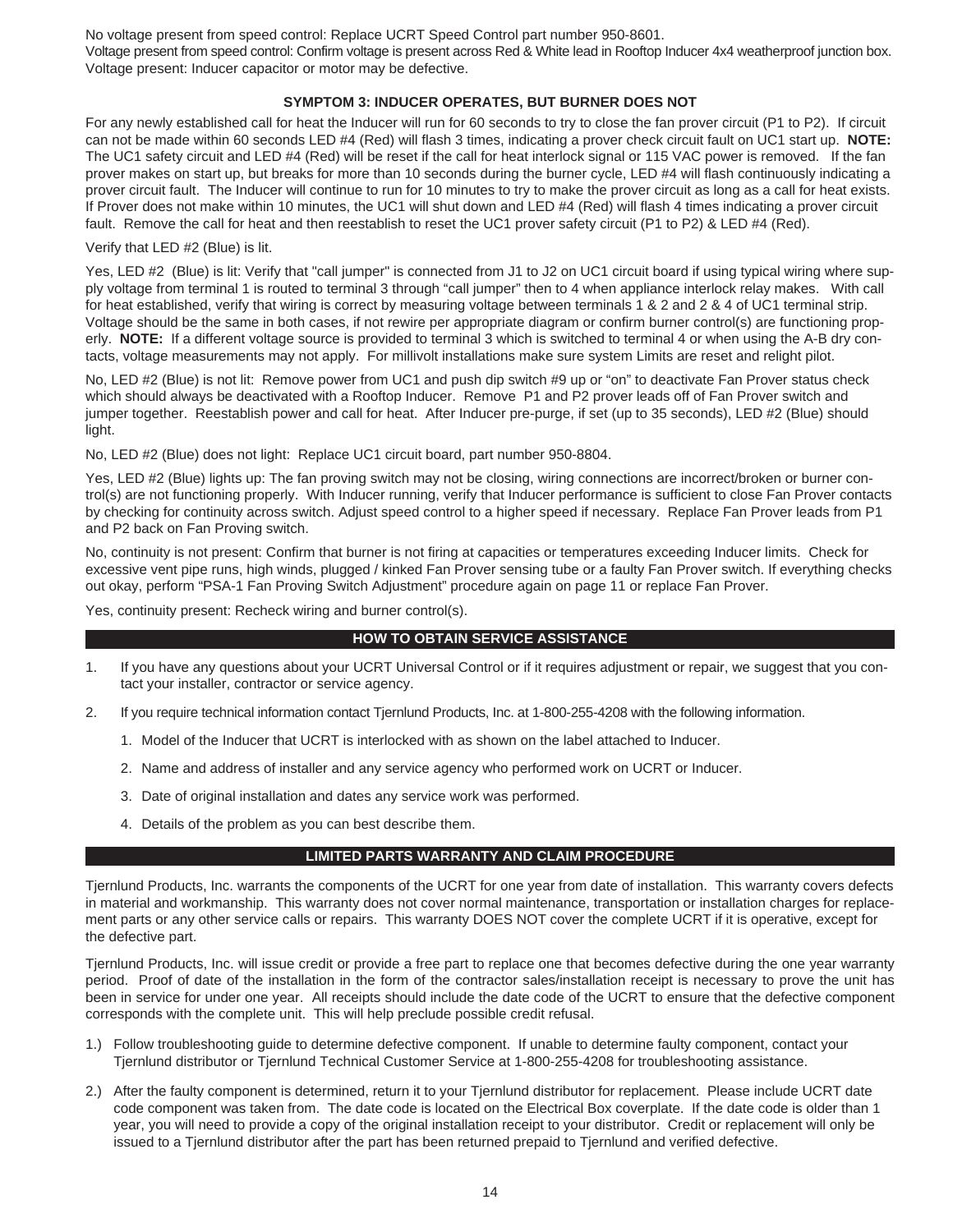No voltage present from speed control: Replace UCRT Speed Control part number 950-8601.
Voltage present from speed control: Confirm voltage is present across Red & White lead in Rooftop Inducer 4x4 weatherproof junction box.
Voltage present: Inducer capacitor or motor may be defective.

### SYMPTOM 3: INDUCER OPERATES, BUT BURNER DOES NOT

For any newly established call for heat the Inducer will run for 60 seconds to try to close the fan prover circuit (P1 to P2). If circuit can not be made within 60 seconds LED #4 (Red) will flash 3 times, indicating a prover check circuit fault on UC1 start up. **NOTE:** The UC1 safety circuit and LED #4 (Red) will be reset if the call for heat interlock signal or 115 VAC power is removed. If the fan prover makes on start up, but breaks for more than 10 seconds during the burner cycle, LED #4 will flash continuously indicating a prover circuit fault. The Inducer will continue to run for 10 minutes to try to make the prover circuit as long as a call for heat exists. If Prover does not make within 10 minutes, the UC1 will shut down and LED #4 (Red) will flash 4 times indicating a prover circuit fault. Remove the call for heat and then reestablish to reset the UC1 prover safety circuit (P1 to P2) & LED #4 (Red).

Verify that LED #2 (Blue) is lit.

Yes, LED #2 (Blue) is lit: Verify that "call jumper" is connected from J1 to J2 on UC1 circuit board if using typical wiring where supply voltage from terminal 1 is routed to terminal 3 through "call jumper" then to 4 when appliance interlock relay makes. With call for heat established, verify that wiring is correct by measuring voltage between terminals 1 & 2 and 2 & 4 of UC1 terminal strip. Voltage should be the same in both cases, if not rewire per appropriate diagram or confirm burner control(s) are functioning properly. **NOTE:** If a different voltage source is provided to terminal 3 which is switched to terminal 4 or when using the A-B dry contacts, voltage measurements may not apply. For millivolt installations make sure system Limits are reset and relight pilot.

No, LED #2 (Blue) is not lit: Remove power from UC1 and push dip switch #9 up or "on" to deactivate Fan Prover status check which should always be deactivated with a Rooftop Inducer. Remove P1 and P2 prover leads off of Fan Prover switch and jumper together. Reestablish power and call for heat. After Inducer pre-purge, if set (up to 35 seconds), LED #2 (Blue) should light.

No, LED #2 (Blue) does not light: Replace UC1 circuit board, part number 950-8804.

Yes, LED #2 (Blue) lights up: The fan proving switch may not be closing, wiring connections are incorrect/broken or burner control(s) are not functioning properly. With Inducer running, verify that Inducer performance is sufficient to close Fan Prover contacts by checking for continuity across switch. Adjust speed control to a higher speed if necessary. Replace Fan Prover leads from P1 and P2 back on Fan Proving switch.

No, continuity is not present: Confirm that burner is not firing at capacities or temperatures exceeding Inducer limits. Check for excessive vent pipe runs, high winds, plugged / kinked Fan Prover sensing tube or a faulty Fan Prover switch. If everything checks out okay, perform "PSA-1 Fan Proving Switch Adjustment" procedure again on page 11 or replace Fan Prover.

Yes, continuity present: Recheck wiring and burner control(s).

## HOW TO OBTAIN SERVICE ASSISTANCE

1. If you have any questions about your UCRT Universal Control or if it requires adjustment or repair, we suggest that you contact your installer, contractor or service agency.
2. If you require technical information contact Tjernlund Products, Inc. at 1-800-255-4208 with the following information.
   1. Model of the Inducer that UCRT is interlocked with as shown on the label attached to Inducer.
   2. Name and address of installer and any service agency who performed work on UCRT or Inducer.
   3. Date of original installation and dates any service work was performed.
   4. Details of the problem as you can best describe them.

## LIMITED PARTS WARRANTY AND CLAIM PROCEDURE

Tjernlund Products, Inc. warrants the components of the UCRT for one year from date of installation. This warranty covers defects in material and workmanship. This warranty does not cover normal maintenance, transportation or installation charges for replacement parts or any other service calls or repairs. This warranty DOES NOT cover the complete UCRT if it is operative, except for the defective part.

Tjernlund Products, Inc. will issue credit or provide a free part to replace one that becomes defective during the one year warranty period. Proof of date of the installation in the form of the contractor sales/installation receipt is necessary to prove the unit has been in service for under one year. All receipts should include the date code of the UCRT to ensure that the defective component corresponds with the complete unit. This will help preclude possible credit refusal.

1.) Follow troubleshooting guide to determine defective component. If unable to determine faulty component, contact your Tjernlund distributor or Tjernlund Technical Customer Service at 1-800-255-4208 for troubleshooting assistance.

2.) After the faulty component is determined, return it to your Tjernlund distributor for replacement. Please include UCRT date code component was taken from. The date code is located on the Electrical Box coverplate. If the date code is older than 1 year, you will need to provide a copy of the original installation receipt to your distributor. Credit or replacement will only be issued to a Tjernlund distributor after the part has been returned prepaid to Tjernlund and verified defective.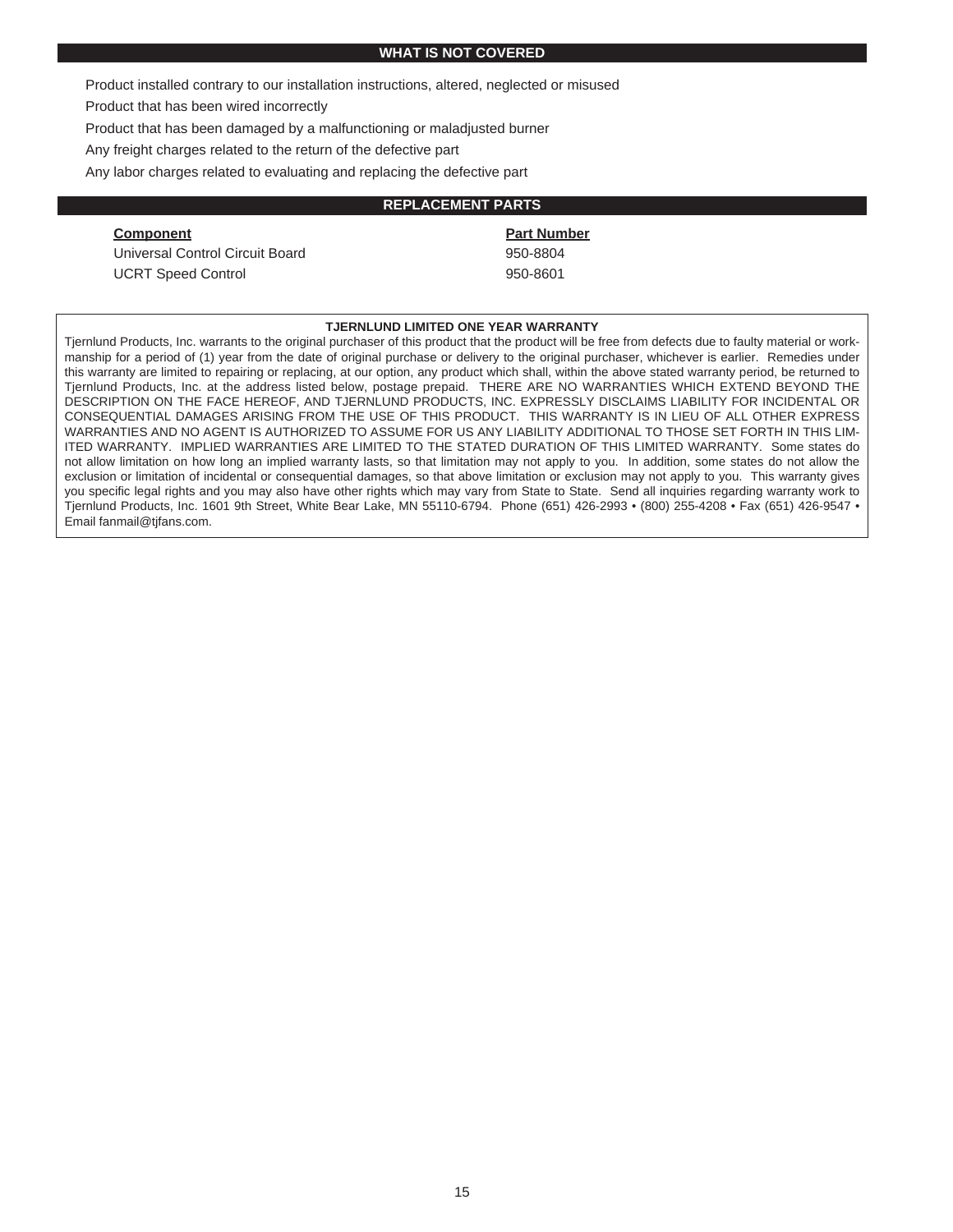## WHAT IS NOT COVERED

Product installed contrary to our installation instructions, altered, neglected or misused

Product that has been wired incorrectly

Product that has been damaged by a malfunctioning or maladjusted burner

Any freight charges related to the return of the defective part

Any labor charges related to evaluating and replacing the defective part

## REPLACEMENT PARTS

| Component | Part Number |
|---|---|
| Universal Control Circuit Board | 950-8804 |
| UCRT Speed Control | 950-8601 |

### TJERNLUND LIMITED ONE YEAR WARRANTY

Tjernlund Products, Inc. warrants to the original purchaser of this product that the product will be free from defects due to faulty material or workmanship for a period of (1) year from the date of original purchase or delivery to the original purchaser, whichever is earlier. Remedies under this warranty are limited to repairing or replacing, at our option, any product which shall, within the above stated warranty period, be returned to Tjernlund Products, Inc. at the address listed below, postage prepaid. THERE ARE NO WARRANTIES WHICH EXTEND BEYOND THE DESCRIPTION ON THE FACE HEREOF, AND TJERNLUND PRODUCTS, INC. EXPRESSLY DISCLAIMS LIABILITY FOR INCIDENTAL OR CONSEQUENTIAL DAMAGES ARISING FROM THE USE OF THIS PRODUCT. THIS WARRANTY IS IN LIEU OF ALL OTHER EXPRESS WARRANTIES AND NO AGENT IS AUTHORIZED TO ASSUME FOR US ANY LIABILITY ADDITIONAL TO THOSE SET FORTH IN THIS LIMITED WARRANTY. IMPLIED WARRANTIES ARE LIMITED TO THE STATED DURATION OF THIS LIMITED WARRANTY. Some states do not allow limitation on how long an implied warranty lasts, so that limitation may not apply to you. In addition, some states do not allow the exclusion or limitation of incidental or consequential damages, so that above limitation or exclusion may not apply to you. This warranty gives you specific legal rights and you may also have other rights which may vary from State to State. Send all inquiries regarding warranty work to Tjernlund Products, Inc. 1601 9th Street, White Bear Lake, MN 55110-6794. Phone (651) 426-2993 • (800) 255-4208 • Fax (651) 426-9547 • Email fanmail@tjfans.com.